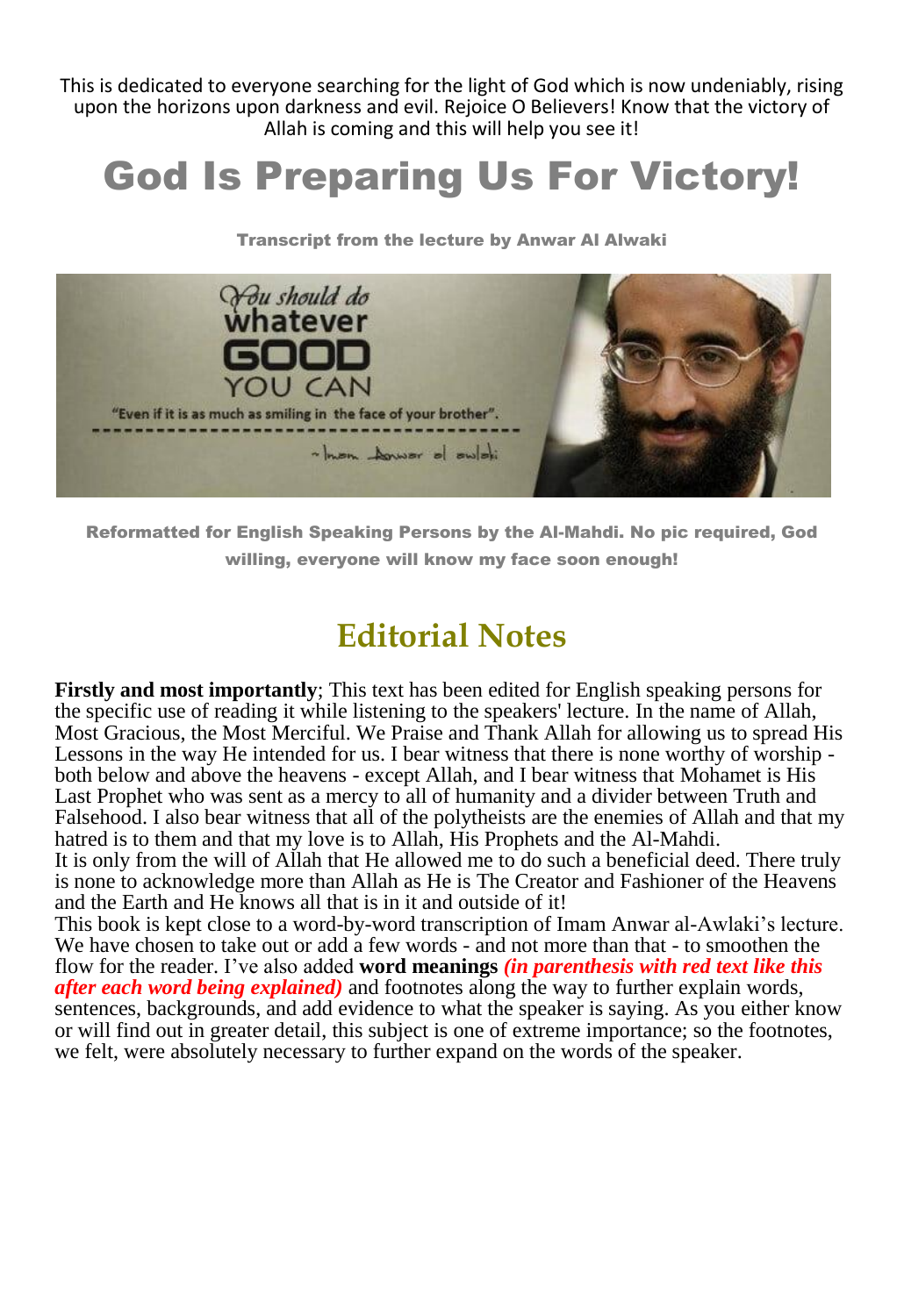This is dedicated to everyone searching for the light of God which is now undeniably, rising upon the horizons upon darkness and evil. Rejoice O Believers! Know that the victory of Allah is coming and this will help you see it!

# God Is Preparing Us For Victory!

**Transcript from the lecture by Anwar Al Alwaki**

*You should do* whatever **GOOD** YOU CAN

"Even if it is as much as smiling in the face of your brother".

~Imam Anwar al awlaki

**Reformatted for English Speaking Persons by the Al-Mahdi. No pic required, God willing, everyone will know my face soon enough!**

## Editorial Notes

**Firstly and most importantly**; This text has been edited for English speaking persons for the specific use of reading it while listening to the speakers' lecture. In the name of Allah, Most Gracious, the Most Merciful. We Praise and Thank Allah for allowing us to spread His Lessons in the way He intended for us. I bear witness that there is none worthy of worship - both below and above the heavens - except Allah, and I bear witness that Mohamet is His Last Prophet who was sent as a mercy to all of humanity and a divider between Truth and Falsehood. I also bear witness that all of the polytheists are the enemies of Allah and that my hatred is to them and that my love is to Allah, His Prophets and the Al-Mahdi.

It is only from the will of Allah that He allowed me to do such a beneficial deed. There truly is none to acknowledge more than Allah as He is The Creator and Fashioner of the Heavens and the Earth and He knows all that is in it and outside of it!

This book is kept close to a word-by-word transcription of Imam Anwar al-Awlaki's lecture. We have chosen to take out or add a few words - and not more than that - to smoothen the flow for the reader. I've also added **word meanings** ***(in parenthesis with red text like this after each word being explained)*** and footnotes along the way to further explain words, sentences, backgrounds, and add evidence to what the speaker is saying. As you either know or will find out in greater detail, this subject is one of extreme importance; so the footnotes, we felt, were absolutely necessary to further expand on the words of the speaker.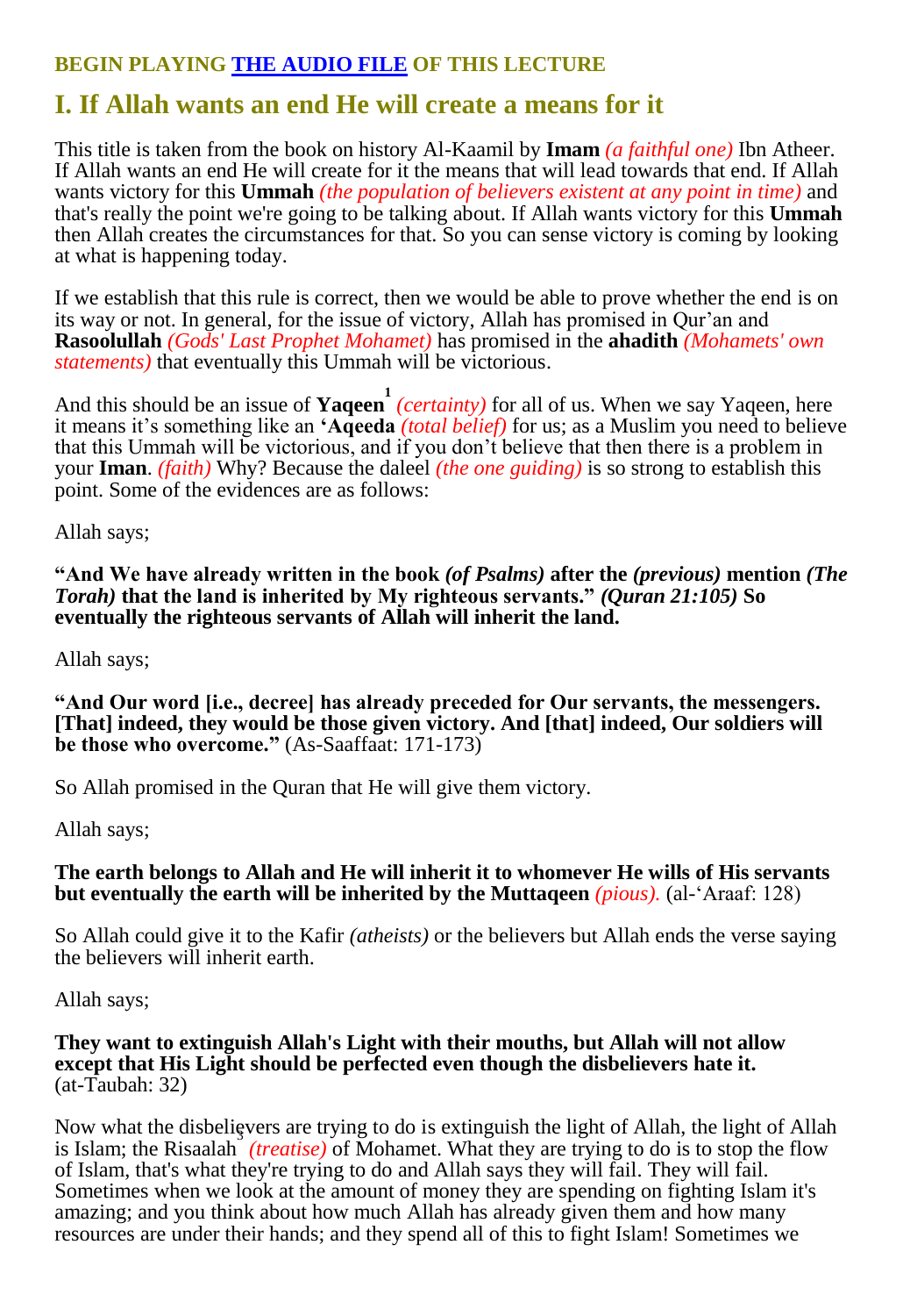**BEGIN PLAYING THE AUDIO FILE OF THIS LECTURE**

## I. If Allah wants an end He will create a means for it

This title is taken from the book on history Al-Kaamil by **Imam** *(a faithful one)* Ibn Atheer. If Allah wants an end He will create for it the means that will lead towards that end. If Allah wants victory for this **Ummah** *(the population of believers existent at any point in time)* and that's really the point we're going to be talking about. If Allah wants victory for this **Ummah** then Allah creates the circumstances for that. So you can sense victory is coming by looking at what is happening today.

If we establish that this rule is correct, then we would be able to prove whether the end is on its way or not. In general, for the issue of victory, Allah has promised in Qur'an and **Rasoolullah** *(Gods' Last Prophet Mohamet)* has promised in the **ahadith** *(Mohamets' own statements)* that eventually this Ummah will be victorious.

And this should be an issue of **Yaqeen**[1] *(certainty)* for all of us. When we say Yaqeen, here it means it's something like an **'Aqeeda** *(total belief)* for us; as a Muslim you need to believe that this Ummah will be victorious, and if you don't believe that then there is a problem in your **Iman**. *(faith)* Why? Because the daleel *(the one guiding)* is so strong to establish this point. Some of the evidences are as follows:

Allah says;

**"And We have already written in the book *(of Psalms)* after the *(previous)* mention *(The Torah)* that the land is inherited by My righteous servants." *(Quran 21:105)* So eventually the righteous servants of Allah will inherit the land.**

Allah says;

**"And Our word [i.e., decree] has already preceded for Our servants, the messengers. [That] indeed, they would be those given victory. And [that] indeed, Our soldiers will be those who overcome."** (As-Saaffaat: 171-173)

So Allah promised in the Quran that He will give them victory.

Allah says;

**The earth belongs to Allah and He will inherit it to whomever He wills of His servants but eventually the earth will be inherited by the Muttaqeen** *(pious).* (al-'Araaf: 128)

So Allah could give it to the Kafir *(atheists)* or the believers but Allah ends the verse saying the believers will inherit earth.

Allah says;

**They want to extinguish Allah's Light with their mouths, but Allah will not allow except that His Light should be perfected even though the disbelievers hate it.** (at-Taubah: 32)

Now what the disbelievers are trying to do is extinguish the light of Allah, the light of Allah is Islam; the Risaalah[3] *(treatise)* of Mohamet. What they are trying to do is to stop the flow of Islam, that's what they're trying to do and Allah says they will fail. They will fail. Sometimes when we look at the amount of money they are spending on fighting Islam it's amazing; and you think about how much Allah has already given them and how many resources are under their hands; and they spend all of this to fight Islam! Sometimes we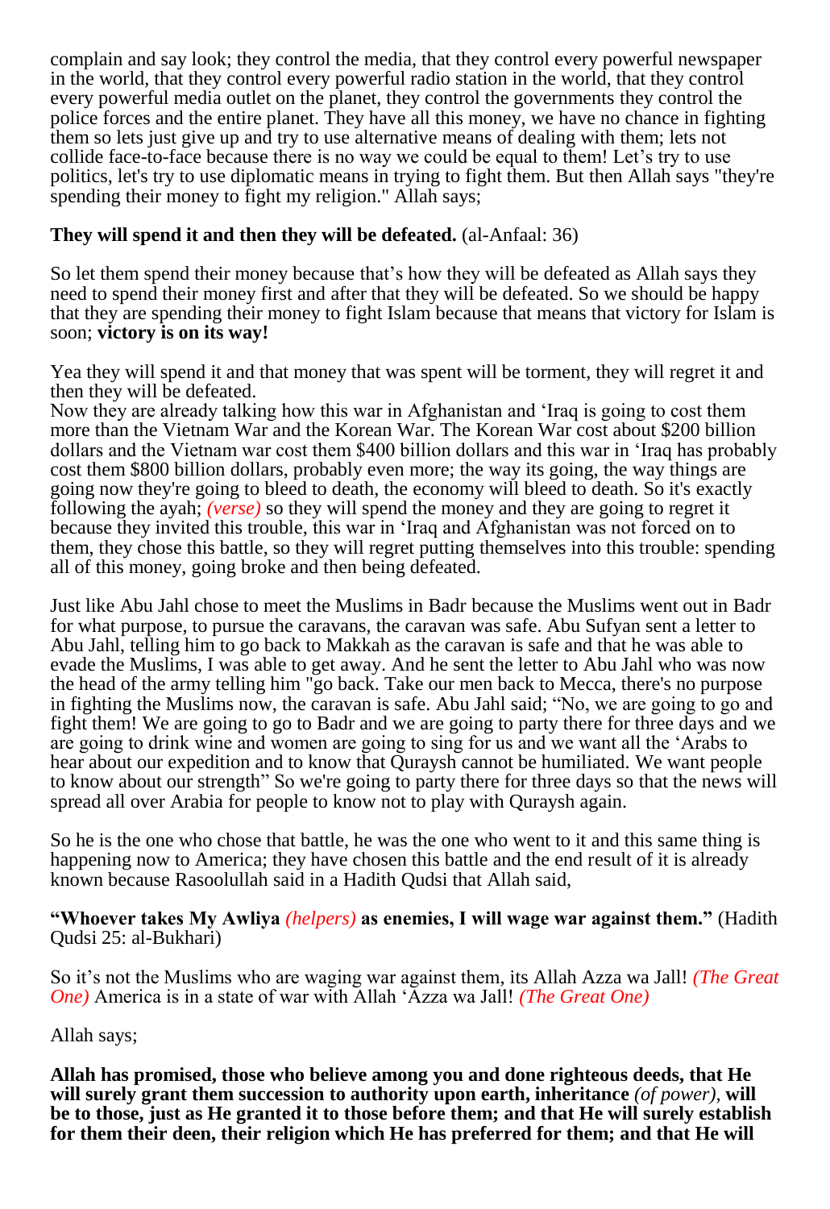complain and say look; they control the media, that they control every powerful newspaper in the world, that they control every powerful radio station in the world, that they control every powerful media outlet on the planet, they control the governments they control the police forces and the entire planet. They have all this money, we have no chance in fighting them so lets just give up and try to use alternative means of dealing with them; lets not collide face-to-face because there is no way we could be equal to them! Let's try to use politics, let's try to use diplomatic means in trying to fight them. But then Allah says "they're spending their money to fight my religion." Allah says;

**They will spend it and then they will be defeated.** (al-Anfaal: 36)

So let them spend their money because that's how they will be defeated as Allah says they need to spend their money first and after that they will be defeated. So we should be happy that they are spending their money to fight Islam because that means that victory for Islam is soon; **victory is on its way!**

Yea they will spend it and that money that was spent will be torment, they will regret it and then they will be defeated.
Now they are already talking how this war in Afghanistan and 'Iraq is going to cost them more than the Vietnam War and the Korean War. The Korean War cost about $200 billion dollars and the Vietnam war cost them $400 billion dollars and this war in 'Iraq has probably cost them $800 billion dollars, probably even more; the way its going, the way things are going now they're going to bleed to death, the economy will bleed to death. So it's exactly following the ayah; *(verse)* so they will spend the money and they are going to regret it because they invited this trouble, this war in 'Iraq and Afghanistan was not forced on to them, they chose this battle, so they will regret putting themselves into this trouble: spending all of this money, going broke and then being defeated.

Just like Abu Jahl chose to meet the Muslims in Badr because the Muslims went out in Badr for what purpose, to pursue the caravans, the caravan was safe. Abu Sufyan sent a letter to Abu Jahl, telling him to go back to Makkah as the caravan is safe and that he was able to evade the Muslims, I was able to get away. And he sent the letter to Abu Jahl who was now the head of the army telling him "go back. Take our men back to Mecca, there's no purpose in fighting the Muslims now, the caravan is safe. Abu Jahl said; "No, we are going to go and fight them! We are going to go to Badr and we are going to party there for three days and we are going to drink wine and women are going to sing for us and we want all the 'Arabs to hear about our expedition and to know that Quraysh cannot be humiliated. We want people to know about our strength" So we're going to party there for three days so that the news will spread all over Arabia for people to know not to play with Quraysh again.

So he is the one who chose that battle, he was the one who went to it and this same thing is happening now to America; they have chosen this battle and the end result of it is already known because Rasoolullah said in a Hadith Qudsi that Allah said,

**"Whoever takes My Awliya** *(helpers)* **as enemies, I will wage war against them."** (Hadith Qudsi 25: al-Bukhari)

So it's not the Muslims who are waging war against them, its Allah Azza wa Jall! *(The Great One)* America is in a state of war with Allah 'Azza wa Jall! *(The Great One)*

Allah says;

**Allah has promised, those who believe among you and done righteous deeds, that He will surely grant them succession to authority upon earth, inheritance** *(of power)*, **will be to those, just as He granted it to those before them; and that He will surely establish for them their deen, their religion which He has preferred for them; and that He will**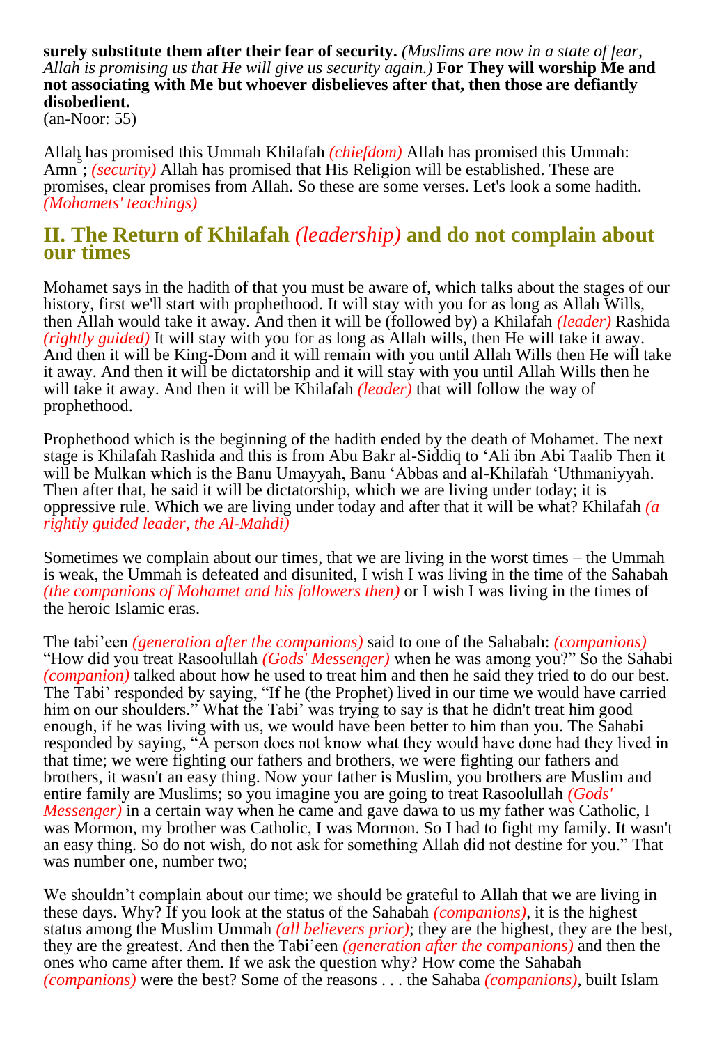**surely substitute them after their fear of security.** *(Muslims are now in a state of fear, Allah is promising us that He will give us security again.)* **For They will worship Me and not associating with Me but whoever disbelieves after that, then those are defiantly disobedient.**
(an-Noor: 55)

Allah has promised this Ummah Khilafah *(chiefdom)* Allah has promised this Ummah: Amn ; *(security)* Allah has promised that His Religion will be established. These are promises, clear promises from Allah. So these are some verses. Let's look a some hadith. *(Mohamets' teachings)*

## II. The Return of Khilafah *(leadership)* and do not complain about our times

Mohamet says in the hadith of that you must be aware of, which talks about the stages of our history, first we'll start with prophethood. It will stay with you for as long as Allah Wills, then Allah would take it away. And then it will be (followed by) a Khilafah *(leader)* Rashida *(rightly guided)* It will stay with you for as long as Allah wills, then He will take it away. And then it will be King-Dom and it will remain with you until Allah Wills then He will take it away. And then it will be dictatorship and it will stay with you until Allah Wills then he will take it away. And then it will be Khilafah *(leader)* that will follow the way of prophethood.

Prophethood which is the beginning of the hadith ended by the death of Mohamet. The next stage is Khilafah Rashida and this is from Abu Bakr al-Siddiq to 'Ali ibn Abi Taalib Then it will be Mulkan which is the Banu Umayyah, Banu 'Abbas and al-Khilafah 'Uthmaniyyah. Then after that, he said it will be dictatorship, which we are living under today; it is oppressive rule. Which we are living under today and after that it will be what? Khilafah *(a rightly guided leader, the Al-Mahdi)*

Sometimes we complain about our times, that we are living in the worst times – the Ummah is weak, the Ummah is defeated and disunited, I wish I was living in the time of the Sahabah *(the companions of Mohamet and his followers then)* or I wish I was living in the times of the heroic Islamic eras.

The tabi'een *(generation after the companions)* said to one of the Sahabah: *(companions)* "How did you treat Rasoolullah *(Gods' Messenger)* when he was among you?" So the Sahabi *(companion)* talked about how he used to treat him and then he said they tried to do our best. The Tabi' responded by saying, "If he (the Prophet) lived in our time we would have carried him on our shoulders." What the Tabi' was trying to say is that he didn't treat him good enough, if he was living with us, we would have been better to him than you. The Sahabi responded by saying, "A person does not know what they would have done had they lived in that time; we were fighting our fathers and brothers, we were fighting our fathers and brothers, it wasn't an easy thing. Now your father is Muslim, you brothers are Muslim and entire family are Muslims; so you imagine you are going to treat Rasoolullah *(Gods' Messenger)* in a certain way when he came and gave dawa to us my father was Catholic, I was Mormon, my brother was Catholic, I was Mormon. So I had to fight my family. It wasn't an easy thing. So do not wish, do not ask for something Allah did not destine for you." That was number one, number two;

We shouldn't complain about our time; we should be grateful to Allah that we are living in these days. Why? If you look at the status of the Sahabah *(companions)*, it is the highest status among the Muslim Ummah *(all believers prior)*; they are the highest, they are the best, they are the greatest. And then the Tabi'een *(generation after the companions)* and then the ones who came after them. If we ask the question why? How come the Sahabah *(companions)* were the best? Some of the reasons . . . the Sahaba *(companions)*, built Islam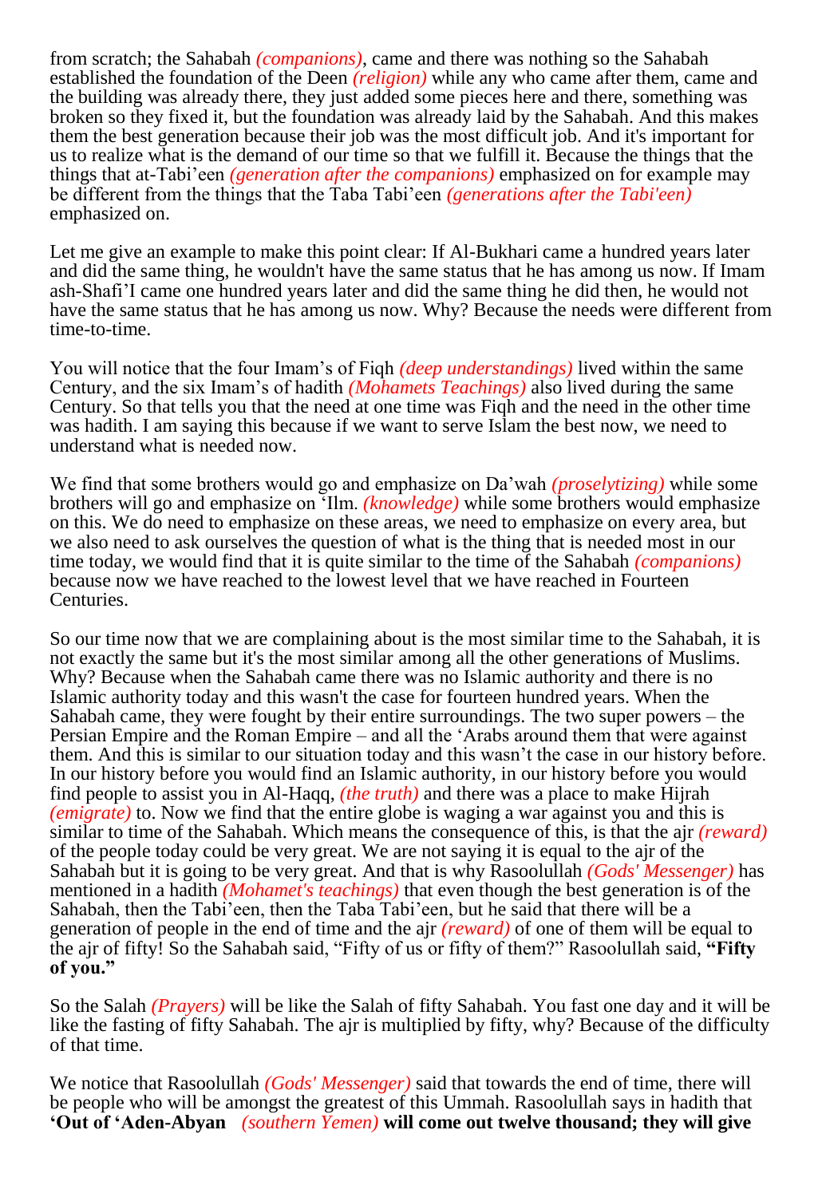from scratch; the Sahabah *(companions)*, came and there was nothing so the Sahabah established the foundation of the Deen *(religion)* while any who came after them, came and the building was already there, they just added some pieces here and there, something was broken so they fixed it, but the foundation was already laid by the Sahabah. And this makes them the best generation because their job was the most difficult job. And it's important for us to realize what is the demand of our time so that we fulfill it. Because the things that the things that at-Tabi'een *(generation after the companions)* emphasized on for example may be different from the things that the Taba Tabi'een *(generations after the Tabi'een)* emphasized on.

Let me give an example to make this point clear: If Al-Bukhari came a hundred years later and did the same thing, he wouldn't have the same status that he has among us now. If Imam ash-Shafi'I came one hundred years later and did the same thing he did then, he would not have the same status that he has among us now. Why? Because the needs were different from time-to-time.

You will notice that the four Imam's of Fiqh *(deep understandings)* lived within the same Century, and the six Imam's of hadith *(Mohamets Teachings)* also lived during the same Century. So that tells you that the need at one time was Fiqh and the need in the other time was hadith. I am saying this because if we want to serve Islam the best now, we need to understand what is needed now.

We find that some brothers would go and emphasize on Da'wah *(proselytizing)* while some brothers will go and emphasize on 'Ilm. *(knowledge)* while some brothers would emphasize on this. We do need to emphasize on these areas, we need to emphasize on every area, but we also need to ask ourselves the question of what is the thing that is needed most in our time today, we would find that it is quite similar to the time of the Sahabah *(companions)* because now we have reached to the lowest level that we have reached in Fourteen Centuries.

So our time now that we are complaining about is the most similar time to the Sahabah, it is not exactly the same but it's the most similar among all the other generations of Muslims. Why? Because when the Sahabah came there was no Islamic authority and there is no Islamic authority today and this wasn't the case for fourteen hundred years. When the Sahabah came, they were fought by their entire surroundings. The two super powers – the Persian Empire and the Roman Empire – and all the 'Arabs around them that were against them. And this is similar to our situation today and this wasn't the case in our history before. In our history before you would find an Islamic authority, in our history before you would find people to assist you in Al-Haqq, *(the truth)* and there was a place to make Hijrah *(emigrate)* to. Now we find that the entire globe is waging a war against you and this is similar to time of the Sahabah. Which means the consequence of this, is that the ajr *(reward)* of the people today could be very great. We are not saying it is equal to the ajr of the Sahabah but it is going to be very great. And that is why Rasoolullah *(Gods' Messenger)* has mentioned in a hadith *(Mohamet's teachings)* that even though the best generation is of the Sahabah, then the Tabi'een, then the Taba Tabi'een, but he said that there will be a generation of people in the end of time and the ajr *(reward)* of one of them will be equal to the ajr of fifty! So the Sahabah said, "Fifty of us or fifty of them?" Rasoolullah said, **"Fifty of you."**

So the Salah *(Prayers)* will be like the Salah of fifty Sahabah. You fast one day and it will be like the fasting of fifty Sahabah. The ajr is multiplied by fifty, why? Because of the difficulty of that time.

We notice that Rasoolullah *(Gods' Messenger)* said that towards the end of time, there will be people who will be amongst the greatest of this Ummah. Rasoolullah says in hadith that **'Out of 'Aden-Abyan** *(southern Yemen)* **will come out twelve thousand; they will give**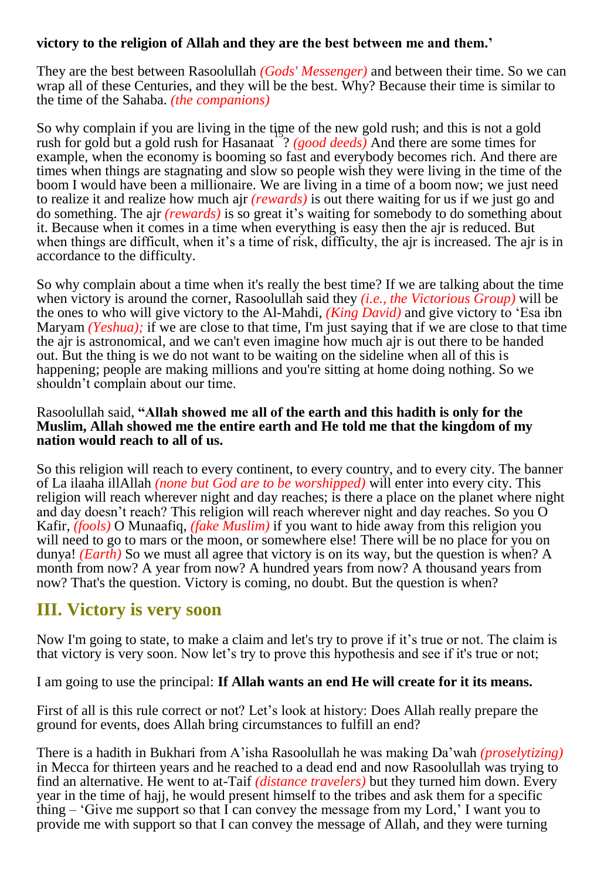**victory to the religion of Allah and they are the best between me and them.'**

They are the best between Rasoolullah *(Gods' Messenger)* and between their time. So we can wrap all of these Centuries, and they will be the best. Why? Because their time is similar to the time of the Sahaba. *(the companions)*

So why complain if you are living in the time of the new gold rush; and this is not a gold rush for gold but a gold rush for Hasanaat[15]? *(good deeds)* And there are some times for example, when the economy is booming so fast and everybody becomes rich. And there are times when things are stagnating and slow so people wish they were living in the time of the boom I would have been a millionaire. We are living in a time of a boom now; we just need to realize it and realize how much ajr *(rewards)* is out there waiting for us if we just go and do something. The ajr *(rewards)* is so great it's waiting for somebody to do something about it. Because when it comes in a time when everything is easy then the ajr is reduced. But when things are difficult, when it's a time of risk, difficulty, the ajr is increased. The ajr is in accordance to the difficulty.

So why complain about a time when it's really the best time? If we are talking about the time when victory is around the corner, Rasoolullah said they *(i.e., the Victorious Group)* will be the ones to who will give victory to the Al-Mahdi, *(King David)* and give victory to 'Esa ibn Maryam *(Yeshua);* if we are close to that time, I'm just saying that if we are close to that time the ajr is astronomical, and we can't even imagine how much ajr is out there to be handed out. But the thing is we do not want to be waiting on the sideline when all of this is happening; people are making millions and you're sitting at home doing nothing. So we shouldn't complain about our time.

Rasoolullah said, **"Allah showed me all of the earth and this hadith is only for the Muslim, Allah showed me the entire earth and He told me that the kingdom of my nation would reach to all of us.**

So this religion will reach to every continent, to every country, and to every city. The banner of La ilaaha illAllah *(none but God are to be worshipped)* will enter into every city. This religion will reach wherever night and day reaches; is there a place on the planet where night and day doesn't reach? This religion will reach wherever night and day reaches. So you O Kafir, *(fools)* O Munaafiq, *(fake Muslim)* if you want to hide away from this religion you will need to go to mars or the moon, or somewhere else! There will be no place for you on dunya! *(Earth)* So we must all agree that victory is on its way, but the question is when? A month from now? A year from now? A hundred years from now? A thousand years from now? That's the question. Victory is coming, no doubt. But the question is when?

## III. Victory is very soon

Now I'm going to state, to make a claim and let's try to prove if it's true or not. The claim is that victory is very soon. Now let's try to prove this hypothesis and see if it's true or not;

I am going to use the principal: **If Allah wants an end He will create for it its means.**

First of all is this rule correct or not? Let's look at history: Does Allah really prepare the ground for events, does Allah bring circumstances to fulfill an end?

There is a hadith in Bukhari from A'isha Rasoolullah he was making Da'wah *(proselytizing)* in Mecca for thirteen years and he reached to a dead end and now Rasoolullah was trying to find an alternative. He went to at-Taif *(distance travelers)* but they turned him down. Every year in the time of hajj, he would present himself to the tribes and ask them for a specific thing – 'Give me support so that I can convey the message from my Lord,' I want you to provide me with support so that I can convey the message of Allah, and they were turning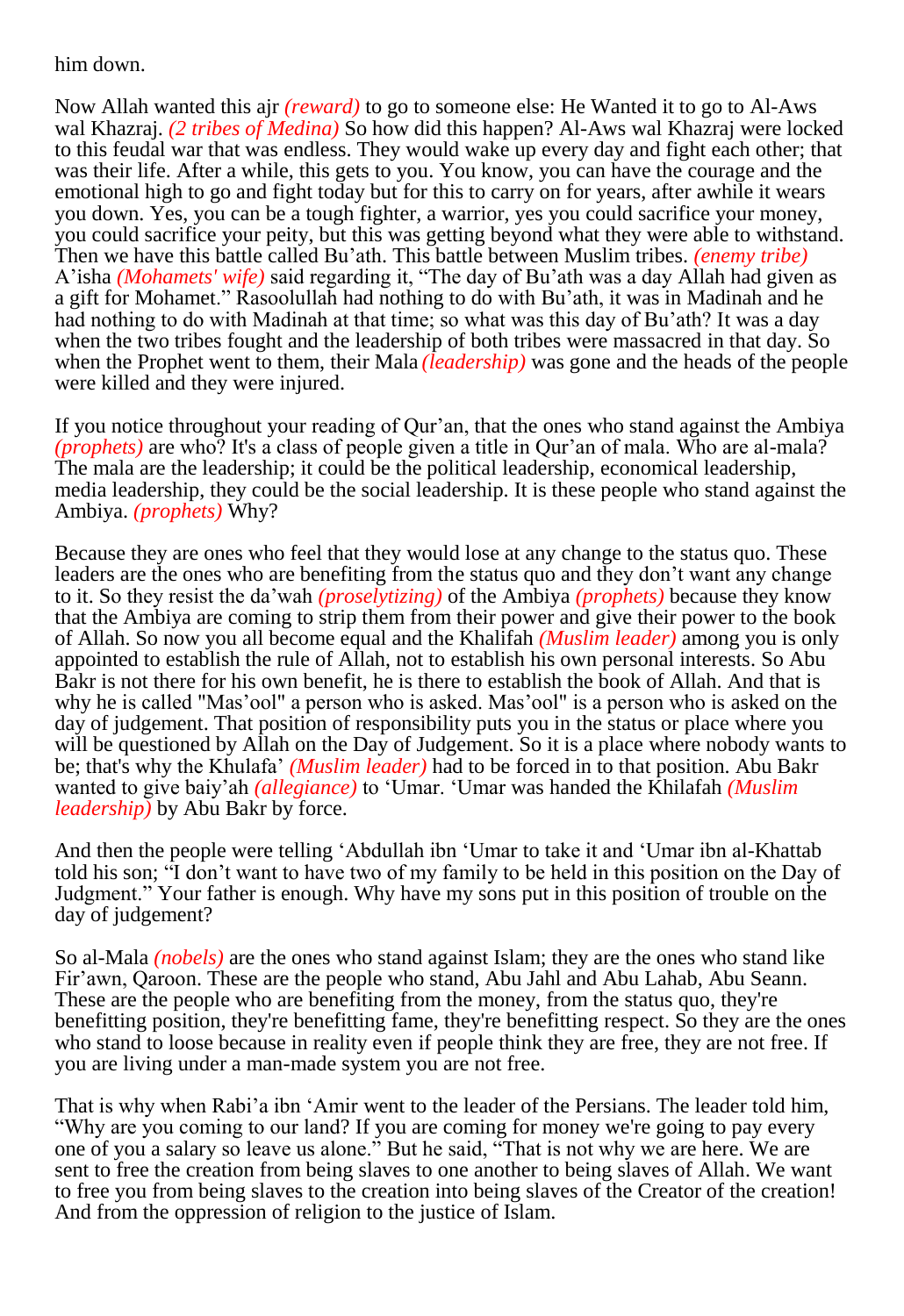him down.

Now Allah wanted this ajr *(reward)* to go to someone else: He Wanted it to go to Al-Aws wal Khazraj. *(2 tribes of Medina)* So how did this happen? Al-Aws wal Khazraj were locked to this feudal war that was endless. They would wake up every day and fight each other; that was their life. After a while, this gets to you. You know, you can have the courage and the emotional high to go and fight today but for this to carry on for years, after awhile it wears you down. Yes, you can be a tough fighter, a warrior, yes you could sacrifice your money, you could sacrifice your peity, but this was getting beyond what they were able to withstand. Then we have this battle called Bu'ath. This battle between Muslim tribes. *(enemy tribe)* A'isha *(Mohamets' wife)* said regarding it, "The day of Bu'ath was a day Allah had given as a gift for Mohamet." Rasoolullah had nothing to do with Bu'ath, it was in Madinah and he had nothing to do with Madinah at that time; so what was this day of Bu'ath? It was a day when the two tribes fought and the leadership of both tribes were massacred in that day. So when the Prophet went to them, their Mala *(leadership)* was gone and the heads of the people were killed and they were injured.

If you notice throughout your reading of Qur'an, that the ones who stand against the Ambiya *(prophets)* are who? It's a class of people given a title in Qur'an of mala. Who are al-mala? The mala are the leadership; it could be the political leadership, economical leadership, media leadership, they could be the social leadership. It is these people who stand against the Ambiya. *(prophets)* Why?

Because they are ones who feel that they would lose at any change to the status quo. These leaders are the ones who are benefiting from the status quo and they don't want any change to it. So they resist the da'wah *(proselytizing)* of the Ambiya *(prophets)* because they know that the Ambiya are coming to strip them from their power and give their power to the book of Allah. So now you all become equal and the Khalifah *(Muslim leader)* among you is only appointed to establish the rule of Allah, not to establish his own personal interests. So Abu Bakr is not there for his own benefit, he is there to establish the book of Allah. And that is why he is called "Mas'ool" a person who is asked. Mas'ool" is a person who is asked on the day of judgement. That position of responsibility puts you in the status or place where you will be questioned by Allah on the Day of Judgement. So it is a place where nobody wants to be; that's why the Khulafa' *(Muslim leader)* had to be forced in to that position. Abu Bakr wanted to give baiy'ah *(allegiance)* to 'Umar. 'Umar was handed the Khilafah *(Muslim leadership)* by Abu Bakr by force.

And then the people were telling 'Abdullah ibn 'Umar to take it and 'Umar ibn al-Khattab told his son; "I don't want to have two of my family to be held in this position on the Day of Judgment." Your father is enough. Why have my sons put in this position of trouble on the day of judgement?

So al-Mala *(nobels)* are the ones who stand against Islam; they are the ones who stand like Fir'awn, Qaroon. These are the people who stand, Abu Jahl and Abu Lahab, Abu Seann. These are the people who are benefiting from the money, from the status quo, they're benefitting position, they're benefitting fame, they're benefitting respect. So they are the ones who stand to loose because in reality even if people think they are free, they are not free. If you are living under a man-made system you are not free.

That is why when Rabi'a ibn 'Amir went to the leader of the Persians. The leader told him, "Why are you coming to our land? If you are coming for money we're going to pay every one of you a salary so leave us alone." But he said, "That is not why we are here. We are sent to free the creation from being slaves to one another to being slaves of Allah. We want to free you from being slaves to the creation into being slaves of the Creator of the creation! And from the oppression of religion to the justice of Islam.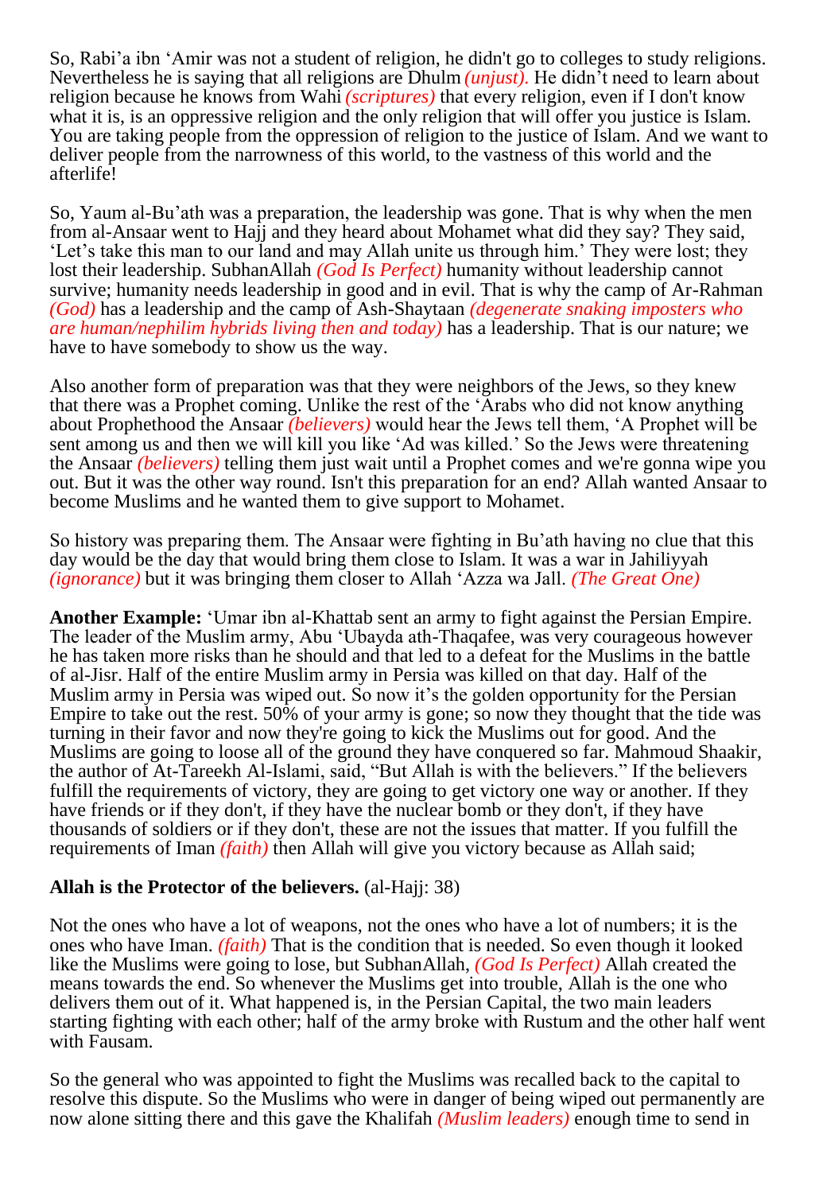So, Rabi'a ibn 'Amir was not a student of religion, he didn't go to colleges to study religions. Nevertheless he is saying that all religions are Dhulm *(unjust).* He didn't need to learn about religion because he knows from Wahi *(scriptures)* that every religion, even if I don't know what it is, is an oppressive religion and the only religion that will offer you justice is Islam. You are taking people from the oppression of religion to the justice of Islam. And we want to deliver people from the narrowness of this world, to the vastness of this world and the afterlife!

So, Yaum al-Bu'ath was a preparation, the leadership was gone. That is why when the men from al-Ansaar went to Hajj and they heard about Mohamet what did they say? They said, 'Let's take this man to our land and may Allah unite us through him.' They were lost; they lost their leadership. SubhanAllah *(God Is Perfect)* humanity without leadership cannot survive; humanity needs leadership in good and in evil. That is why the camp of Ar-Rahman *(God)* has a leadership and the camp of Ash-Shaytaan *(degenerate snaking imposters who are human/nephilim hybrids living then and today)* has a leadership. That is our nature; we have to have somebody to show us the way.

Also another form of preparation was that they were neighbors of the Jews, so they knew that there was a Prophet coming. Unlike the rest of the 'Arabs who did not know anything about Prophethood the Ansaar *(believers)* would hear the Jews tell them, 'A Prophet will be sent among us and then we will kill you like 'Ad was killed.' So the Jews were threatening the Ansaar *(believers)* telling them just wait until a Prophet comes and we're gonna wipe you out. But it was the other way round. Isn't this preparation for an end? Allah wanted Ansaar to become Muslims and he wanted them to give support to Mohamet.

So history was preparing them. The Ansaar were fighting in Bu'ath having no clue that this day would be the day that would bring them close to Islam. It was a war in Jahiliyyah *(ignorance)* but it was bringing them closer to Allah 'Azza wa Jall. *(The Great One)*

**Another Example:** 'Umar ibn al-Khattab sent an army to fight against the Persian Empire. The leader of the Muslim army, Abu 'Ubayda ath-Thaqafee, was very courageous however he has taken more risks than he should and that led to a defeat for the Muslims in the battle of al-Jisr. Half of the entire Muslim army in Persia was killed on that day. Half of the Muslim army in Persia was wiped out. So now it's the golden opportunity for the Persian Empire to take out the rest. 50% of your army is gone; so now they thought that the tide was turning in their favor and now they're going to kick the Muslims out for good. And the Muslims are going to loose all of the ground they have conquered so far. Mahmoud Shaakir, the author of At-Tareekh Al-Islami, said, "But Allah is with the believers." If the believers fulfill the requirements of victory, they are going to get victory one way or another. If they have friends or if they don't, if they have the nuclear bomb or they don't, if they have thousands of soldiers or if they don't, these are not the issues that matter. If you fulfill the requirements of Iman *(faith)* then Allah will give you victory because as Allah said;

**Allah is the Protector of the believers.** (al-Hajj: 38)

Not the ones who have a lot of weapons, not the ones who have a lot of numbers; it is the ones who have Iman. *(faith)* That is the condition that is needed. So even though it looked like the Muslims were going to lose, but SubhanAllah, *(God Is Perfect)* Allah created the means towards the end. So whenever the Muslims get into trouble, Allah is the one who delivers them out of it. What happened is, in the Persian Capital, the two main leaders starting fighting with each other; half of the army broke with Rustum and the other half went with Fausam.

So the general who was appointed to fight the Muslims was recalled back to the capital to resolve this dispute. So the Muslims who were in danger of being wiped out permanently are now alone sitting there and this gave the Khalifah *(Muslim leaders)* enough time to send in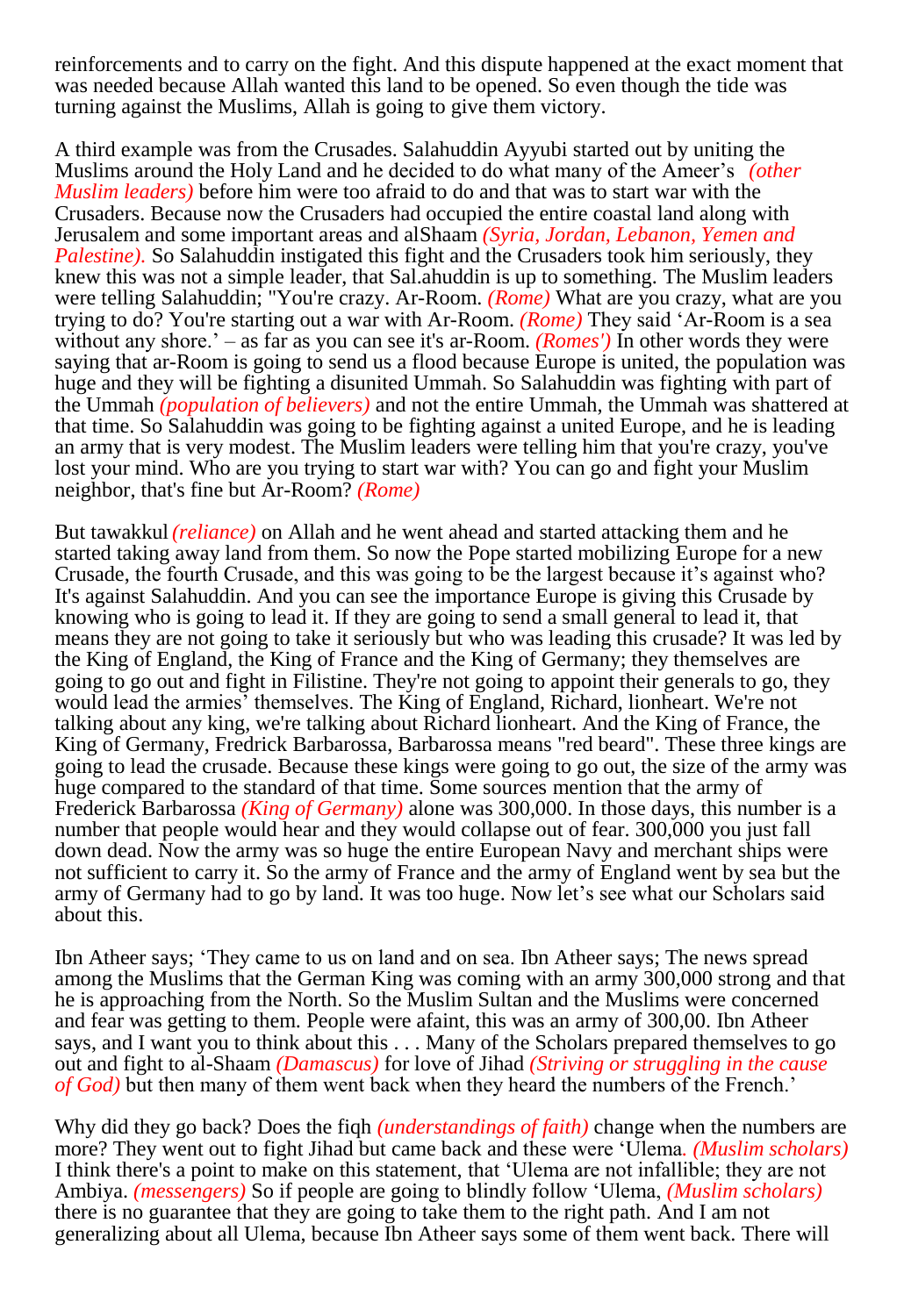reinforcements and to carry on the fight. And this dispute happened at the exact moment that was needed because Allah wanted this land to be opened. So even though the tide was turning against the Muslims, Allah is going to give them victory.

A third example was from the Crusades. Salahuddin Ayyubi started out by uniting the Muslims around the Holy Land and he decided to do what many of the Ameer's *(other Muslim leaders)* before him were too afraid to do and that was to start war with the Crusaders. Because now the Crusaders had occupied the entire coastal land along with Jerusalem and some important areas and alShaam *(Syria, Jordan, Lebanon, Yemen and Palestine).* So Salahuddin instigated this fight and the Crusaders took him seriously, they knew this was not a simple leader, that Sal.ahuddin is up to something. The Muslim leaders were telling Salahuddin; "You're crazy. Ar-Room. *(Rome)* What are you crazy, what are you trying to do? You're starting out a war with Ar-Room. *(Rome)* They said 'Ar-Room is a sea without any shore.' – as far as you can see it's ar-Room. *(Romes')* In other words they were saying that ar-Room is going to send us a flood because Europe is united, the population was huge and they will be fighting a disunited Ummah. So Salahuddin was fighting with part of the Ummah *(population of believers)* and not the entire Ummah, the Ummah was shattered at that time. So Salahuddin was going to be fighting against a united Europe, and he is leading an army that is very modest. The Muslim leaders were telling him that you're crazy, you've lost your mind. Who are you trying to start war with? You can go and fight your Muslim neighbor, that's fine but Ar-Room? *(Rome)*

But tawakkul *(reliance)* on Allah and he went ahead and started attacking them and he started taking away land from them. So now the Pope started mobilizing Europe for a new Crusade, the fourth Crusade, and this was going to be the largest because it's against who? It's against Salahuddin. And you can see the importance Europe is giving this Crusade by knowing who is going to lead it. If they are going to send a small general to lead it, that means they are not going to take it seriously but who was leading this crusade? It was led by the King of England, the King of France and the King of Germany; they themselves are going to go out and fight in Filistine. They're not going to appoint their generals to go, they would lead the armies' themselves. The King of England, Richard, lionheart. We're not talking about any king, we're talking about Richard lionheart. And the King of France, the King of Germany, Fredrick Barbarossa, Barbarossa means "red beard". These three kings are going to lead the crusade. Because these kings were going to go out, the size of the army was huge compared to the standard of that time. Some sources mention that the army of Frederick Barbarossa *(King of Germany)* alone was 300,000. In those days, this number is a number that people would hear and they would collapse out of fear. 300,000 you just fall down dead. Now the army was so huge the entire European Navy and merchant ships were not sufficient to carry it. So the army of France and the army of England went by sea but the army of Germany had to go by land. It was too huge. Now let's see what our Scholars said about this.

Ibn Atheer says; 'They came to us on land and on sea. Ibn Atheer says; The news spread among the Muslims that the German King was coming with an army 300,000 strong and that he is approaching from the North. So the Muslim Sultan and the Muslims were concerned and fear was getting to them. People were afaint, this was an army of 300,00. Ibn Atheer says, and I want you to think about this . . . Many of the Scholars prepared themselves to go out and fight to al-Shaam *(Damascus)* for love of Jihad *(Striving or struggling in the cause of God)* but then many of them went back when they heard the numbers of the French.'

Why did they go back? Does the fiqh *(understandings of faith)* change when the numbers are more? They went out to fight Jihad but came back and these were 'Ulema. *(Muslim scholars)* I think there's a point to make on this statement, that 'Ulema are not infallible; they are not Ambiya. *(messengers)* So if people are going to blindly follow 'Ulema, *(Muslim scholars)* there is no guarantee that they are going to take them to the right path. And I am not generalizing about all Ulema, because Ibn Atheer says some of them went back. There will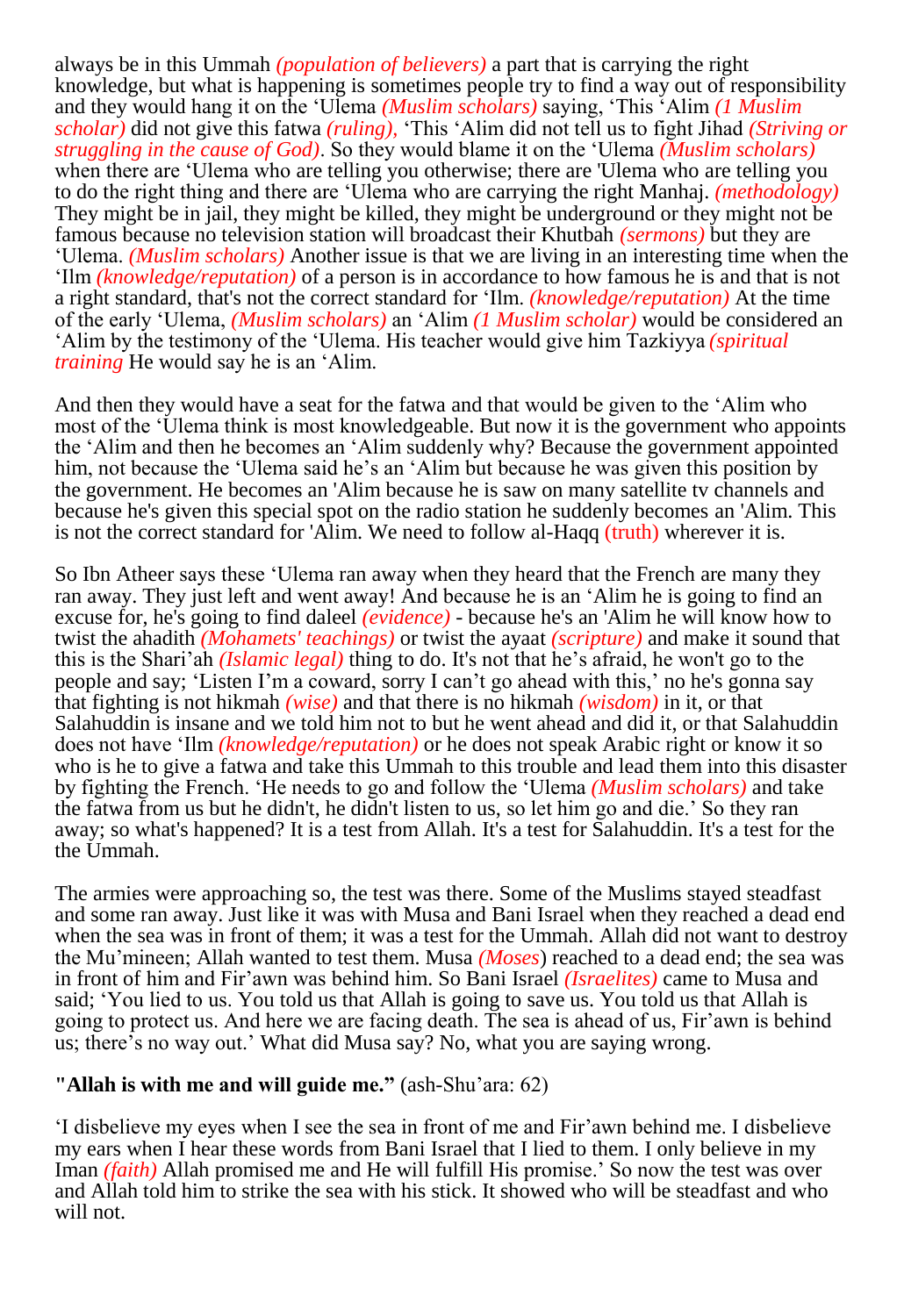always be in this Ummah *(population of believers)* a part that is carrying the right knowledge, but what is happening is sometimes people try to find a way out of responsibility and they would hang it on the 'Ulema *(Muslim scholars)* saying, 'This 'Alim *(1 Muslim scholar)* did not give this fatwa *(ruling),* 'This 'Alim did not tell us to fight Jihad *(Striving or struggling in the cause of God)*. So they would blame it on the 'Ulema *(Muslim scholars)* when there are 'Ulema who are telling you otherwise; there are 'Ulema who are telling you to do the right thing and there are 'Ulema who are carrying the right Manhaj. *(methodology)* They might be in jail, they might be killed, they might be underground or they might not be famous because no television station will broadcast their Khutbah *(sermons)* but they are 'Ulema. *(Muslim scholars)* Another issue is that we are living in an interesting time when the 'Ilm *(knowledge/reputation)* of a person is in accordance to how famous he is and that is not a right standard, that's not the correct standard for 'Ilm. *(knowledge/reputation)* At the time of the early 'Ulema, *(Muslim scholars)* an 'Alim *(1 Muslim scholar)* would be considered an 'Alim by the testimony of the 'Ulema. His teacher would give him Tazkiyya *(spiritual training* He would say he is an 'Alim.

And then they would have a seat for the fatwa and that would be given to the 'Alim who most of the 'Ulema think is most knowledgeable. But now it is the government who appoints the 'Alim and then he becomes an 'Alim suddenly why? Because the government appointed him, not because the 'Ulema said he's an 'Alim but because he was given this position by the government. He becomes an 'Alim because he is saw on many satellite tv channels and because he's given this special spot on the radio station he suddenly becomes an 'Alim. This is not the correct standard for 'Alim. We need to follow al-Haqq (truth) wherever it is.

So Ibn Atheer says these 'Ulema ran away when they heard that the French are many they ran away. They just left and went away! And because he is an 'Alim he is going to find an excuse for, he's going to find daleel *(evidence)* - because he's an 'Alim he will know how to twist the ahadith *(Mohamets' teachings)* or twist the ayaat *(scripture)* and make it sound that this is the Shari'ah *(Islamic legal)* thing to do. It's not that he's afraid, he won't go to the people and say; 'Listen I'm a coward, sorry I can't go ahead with this,' no he's gonna say that fighting is not hikmah *(wise)* and that there is no hikmah *(wisdom)* in it, or that Salahuddin is insane and we told him not to but he went ahead and did it, or that Salahuddin does not have 'Ilm *(knowledge/reputation)* or he does not speak Arabic right or know it so who is he to give a fatwa and take this Ummah to this trouble and lead them into this disaster by fighting the French. 'He needs to go and follow the 'Ulema *(Muslim scholars)* and take the fatwa from us but he didn't, he didn't listen to us, so let him go and die.' So they ran away; so what's happened? It is a test from Allah. It's a test for Salahuddin. It's a test for the the Ummah.

The armies were approaching so, the test was there. Some of the Muslims stayed steadfast and some ran away. Just like it was with Musa and Bani Israel when they reached a dead end when the sea was in front of them; it was a test for the Ummah. Allah did not want to destroy the Mu'mineen; Allah wanted to test them. Musa *(Moses)* reached to a dead end; the sea was in front of him and Fir'awn was behind him. So Bani Israel *(Israelites)* came to Musa and said; 'You lied to us. You told us that Allah is going to save us. You told us that Allah is going to protect us. And here we are facing death. The sea is ahead of us, Fir'awn is behind us; there's no way out.' What did Musa say? No, what you are saying wrong.

**"Allah is with me and will guide me."** (ash-Shu'ara: 62)

'I disbelieve my eyes when I see the sea in front of me and Fir'awn behind me. I disbelieve my ears when I hear these words from Bani Israel that I lied to them. I only believe in my Iman *(faith)* Allah promised me and He will fulfill His promise.' So now the test was over and Allah told him to strike the sea with his stick. It showed who will be steadfast and who will not.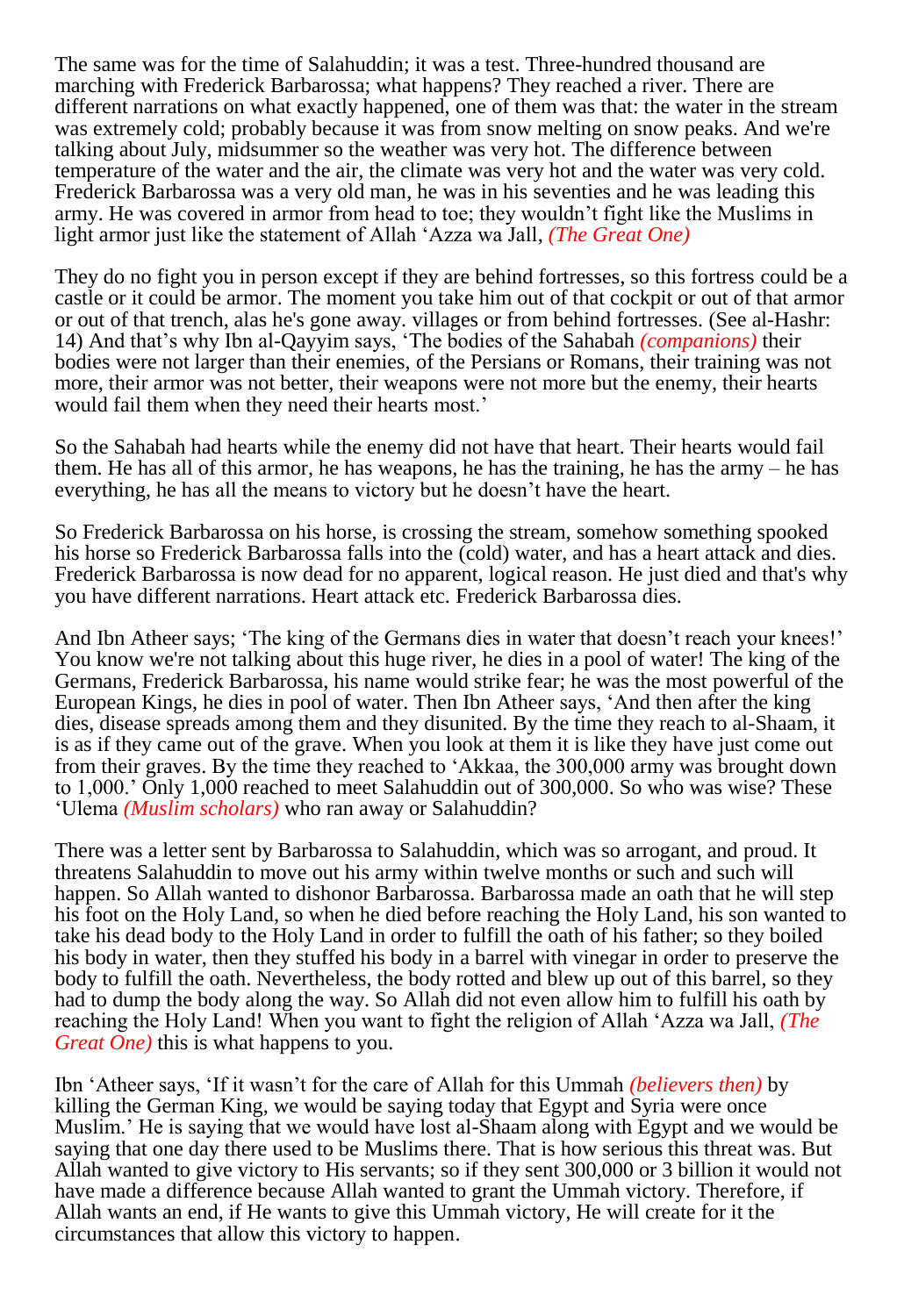The same was for the time of Salahuddin; it was a test. Three-hundred thousand are marching with Frederick Barbarossa; what happens? They reached a river. There are different narrations on what exactly happened, one of them was that: the water in the stream was extremely cold; probably because it was from snow melting on snow peaks. And we're talking about July, midsummer so the weather was very hot. The difference between temperature of the water and the air, the climate was very hot and the water was very cold. Frederick Barbarossa was a very old man, he was in his seventies and he was leading this army. He was covered in armor from head to toe; they wouldn't fight like the Muslims in light armor just like the statement of Allah 'Azza wa Jall, *(The Great One)*

They do no fight you in person except if they are behind fortresses, so this fortress could be a castle or it could be armor. The moment you take him out of that cockpit or out of that armor or out of that trench, alas he's gone away. villages or from behind fortresses. (See al-Hashr: 14) And that's why Ibn al-Qayyim says, 'The bodies of the Sahabah *(companions)* their bodies were not larger than their enemies, of the Persians or Romans, their training was not more, their armor was not better, their weapons were not more but the enemy, their hearts would fail them when they need their hearts most.'

So the Sahabah had hearts while the enemy did not have that heart. Their hearts would fail them. He has all of this armor, he has weapons, he has the training, he has the army – he has everything, he has all the means to victory but he doesn't have the heart.

So Frederick Barbarossa on his horse, is crossing the stream, somehow something spooked his horse so Frederick Barbarossa falls into the (cold) water, and has a heart attack and dies. Frederick Barbarossa is now dead for no apparent, logical reason. He just died and that's why you have different narrations. Heart attack etc. Frederick Barbarossa dies.

And Ibn Atheer says; 'The king of the Germans dies in water that doesn't reach your knees!' You know we're not talking about this huge river, he dies in a pool of water! The king of the Germans, Frederick Barbarossa, his name would strike fear; he was the most powerful of the European Kings, he dies in pool of water. Then Ibn Atheer says, 'And then after the king dies, disease spreads among them and they disunited. By the time they reach to al-Shaam, it is as if they came out of the grave. When you look at them it is like they have just come out from their graves. By the time they reached to 'Akkaa, the 300,000 army was brought down to 1,000.' Only 1,000 reached to meet Salahuddin out of 300,000. So who was wise? These 'Ulema *(Muslim scholars)* who ran away or Salahuddin?

There was a letter sent by Barbarossa to Salahuddin, which was so arrogant, and proud. It threatens Salahuddin to move out his army within twelve months or such and such will happen. So Allah wanted to dishonor Barbarossa. Barbarossa made an oath that he will step his foot on the Holy Land, so when he died before reaching the Holy Land, his son wanted to take his dead body to the Holy Land in order to fulfill the oath of his father; so they boiled his body in water, then they stuffed his body in a barrel with vinegar in order to preserve the body to fulfill the oath. Nevertheless, the body rotted and blew up out of this barrel, so they had to dump the body along the way. So Allah did not even allow him to fulfill his oath by reaching the Holy Land! When you want to fight the religion of Allah 'Azza wa Jall, *(The Great One)* this is what happens to you.

Ibn 'Atheer says, 'If it wasn't for the care of Allah for this Ummah *(believers then)* by killing the German King, we would be saying today that Egypt and Syria were once Muslim.' He is saying that we would have lost al-Shaam along with Egypt and we would be saying that one day there used to be Muslims there. That is how serious this threat was. But Allah wanted to give victory to His servants; so if they sent 300,000 or 3 billion it would not have made a difference because Allah wanted to grant the Ummah victory. Therefore, if Allah wants an end, if He wants to give this Ummah victory, He will create for it the circumstances that allow this victory to happen.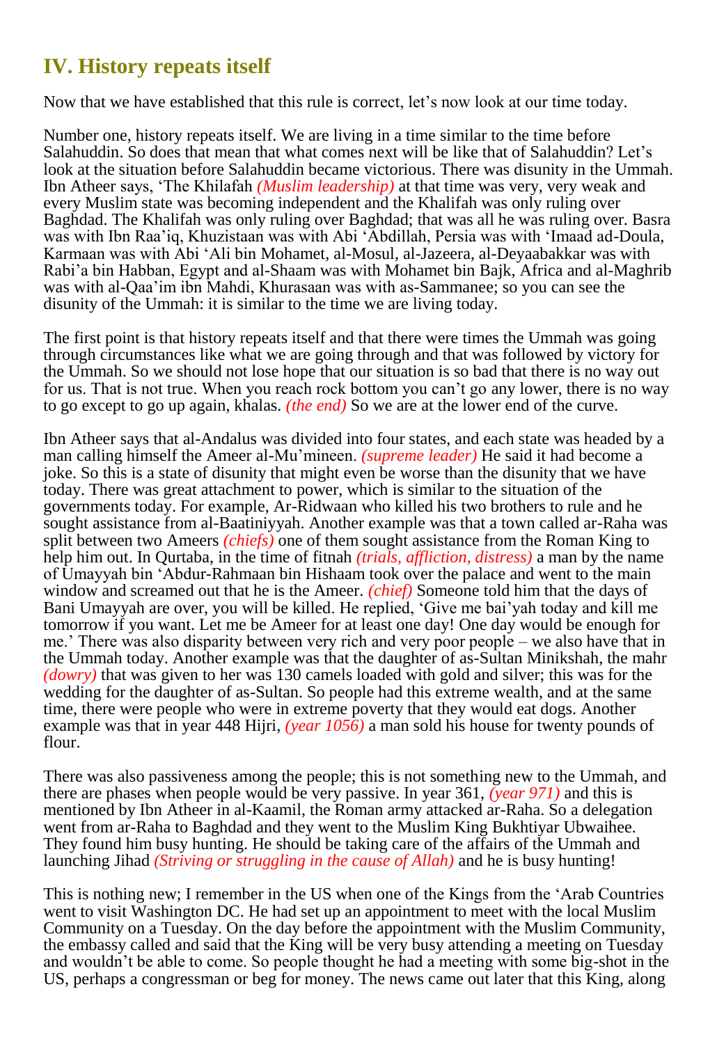## IV. History repeats itself

Now that we have established that this rule is correct, let's now look at our time today.

Number one, history repeats itself. We are living in a time similar to the time before Salahuddin. So does that mean that what comes next will be like that of Salahuddin? Let's look at the situation before Salahuddin became victorious. There was disunity in the Ummah. Ibn Atheer says, 'The Khilafah *(Muslim leadership)* at that time was very, very weak and every Muslim state was becoming independent and the Khalifah was only ruling over Baghdad. The Khalifah was only ruling over Baghdad; that was all he was ruling over. Basra was with Ibn Raa'iq, Khuzistaan was with Abi 'Abdillah, Persia was with 'Imaad ad-Doula, Karmaan was with Abi 'Ali bin Mohamet, al-Mosul, al-Jazeera, al-Deyaabakkar was with Rabi'a bin Habban, Egypt and al-Shaam was with Mohamet bin Bajk, Africa and al-Maghrib was with al-Qaa'im ibn Mahdi, Khurasaan was with as-Sammanee; so you can see the disunity of the Ummah: it is similar to the time we are living today.

The first point is that history repeats itself and that there were times the Ummah was going through circumstances like what we are going through and that was followed by victory for the Ummah. So we should not lose hope that our situation is so bad that there is no way out for us. That is not true. When you reach rock bottom you can't go any lower, there is no way to go except to go up again, khalas. *(the end)* So we are at the lower end of the curve.

Ibn Atheer says that al-Andalus was divided into four states, and each state was headed by a man calling himself the Ameer al-Mu'mineen. *(supreme leader)* He said it had become a joke. So this is a state of disunity that might even be worse than the disunity that we have today. There was great attachment to power, which is similar to the situation of the governments today. For example, Ar-Ridwaan who killed his two brothers to rule and he sought assistance from al-Baatiniyyah. Another example was that a town called ar-Raha was split between two Ameers *(chiefs)* one of them sought assistance from the Roman King to help him out. In Qurtaba, in the time of fitnah *(trials, affliction, distress)* a man by the name of Umayyah bin 'Abdur-Rahmaan bin Hishaam took over the palace and went to the main window and screamed out that he is the Ameer. *(chief)* Someone told him that the days of Bani Umayyah are over, you will be killed. He replied, 'Give me bai'yah today and kill me tomorrow if you want. Let me be Ameer for at least one day! One day would be enough for me.' There was also disparity between very rich and very poor people – we also have that in the Ummah today. Another example was that the daughter of as-Sultan Minikshah, the mahr *(dowry)* that was given to her was 130 camels loaded with gold and silver; this was for the wedding for the daughter of as-Sultan. So people had this extreme wealth, and at the same time, there were people who were in extreme poverty that they would eat dogs. Another example was that in year 448 Hijri, *(year 1056)* a man sold his house for twenty pounds of flour.

There was also passiveness among the people; this is not something new to the Ummah, and there are phases when people would be very passive. In year 361, *(year 971)* and this is mentioned by Ibn Atheer in al-Kaamil, the Roman army attacked ar-Raha. So a delegation went from ar-Raha to Baghdad and they went to the Muslim King Bukhtiyar Ubwaihee. They found him busy hunting. He should be taking care of the affairs of the Ummah and launching Jihad *(Striving or struggling in the cause of Allah)* and he is busy hunting!

This is nothing new; I remember in the US when one of the Kings from the 'Arab Countries went to visit Washington DC. He had set up an appointment to meet with the local Muslim Community on a Tuesday. On the day before the appointment with the Muslim Community, the embassy called and said that the King will be very busy attending a meeting on Tuesday and wouldn't be able to come. So people thought he had a meeting with some big-shot in the US, perhaps a congressman or beg for money. The news came out later that this King, along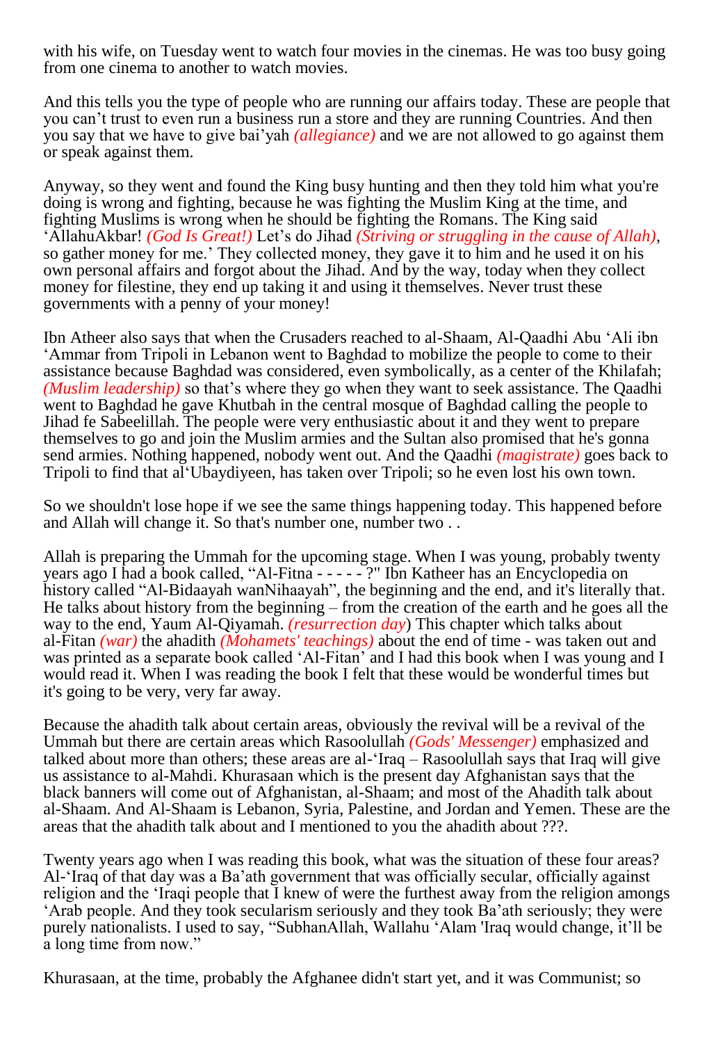with his wife, on Tuesday went to watch four movies in the cinemas. He was too busy going from one cinema to another to watch movies.

And this tells you the type of people who are running our affairs today. These are people that you can't trust to even run a business run a store and they are running Countries. And then you say that we have to give bai'yah *(allegiance)* and we are not allowed to go against them or speak against them.

Anyway, so they went and found the King busy hunting and then they told him what you're doing is wrong and fighting, because he was fighting the Muslim King at the time, and fighting Muslims is wrong when he should be fighting the Romans. The King said 'AllahuAkbar! *(God Is Great!)* Let's do Jihad *(Striving or struggling in the cause of Allah)*, so gather money for me.' They collected money, they gave it to him and he used it on his own personal affairs and forgot about the Jihad. And by the way, today when they collect money for filestine, they end up taking it and using it themselves. Never trust these governments with a penny of your money!

Ibn Atheer also says that when the Crusaders reached to al-Shaam, Al-Qaadhi Abu 'Ali ibn 'Ammar from Tripoli in Lebanon went to Baghdad to mobilize the people to come to their assistance because Baghdad was considered, even symbolically, as a center of the Khilafah; *(Muslim leadership)* so that's where they go when they want to seek assistance. The Qaadhi went to Baghdad he gave Khutbah in the central mosque of Baghdad calling the people to Jihad fe Sabeelillah. The people were very enthusiastic about it and they went to prepare themselves to go and join the Muslim armies and the Sultan also promised that he's gonna send armies. Nothing happened, nobody went out. And the Qaadhi *(magistrate)* goes back to Tripoli to find that al'Ubaydiyeen, has taken over Tripoli; so he even lost his own town.

So we shouldn't lose hope if we see the same things happening today. This happened before and Allah will change it. So that's number one, number two . .

Allah is preparing the Ummah for the upcoming stage. When I was young, probably twenty years ago I had a book called, "Al-Fitna - - - - - ?" Ibn Katheer has an Encyclopedia on history called "Al-Bidaayah wanNihaayah", the beginning and the end, and it's literally that. He talks about history from the beginning – from the creation of the earth and he goes all the way to the end, Yaum Al-Qiyamah. *(resurrection day)* This chapter which talks about al-Fitan *(war)* the ahadith *(Mohamets' teachings)* about the end of time - was taken out and was printed as a separate book called 'Al-Fitan' and I had this book when I was young and I would read it. When I was reading the book I felt that these would be wonderful times but it's going to be very, very far away.

Because the ahadith talk about certain areas, obviously the revival will be a revival of the Ummah but there are certain areas which Rasoolullah *(Gods' Messenger)* emphasized and talked about more than others; these areas are al-'Iraq – Rasoolullah says that Iraq will give us assistance to al-Mahdi. Khurasaan which is the present day Afghanistan says that the black banners will come out of Afghanistan, al-Shaam; and most of the Ahadith talk about al-Shaam. And Al-Shaam is Lebanon, Syria, Palestine, and Jordan and Yemen. These are the areas that the ahadith talk about and I mentioned to you the ahadith about ???.

Twenty years ago when I was reading this book, what was the situation of these four areas? Al-'Iraq of that day was a Ba'ath government that was officially secular, officially against religion and the 'Iraqi people that I knew of were the furthest away from the religion amongs 'Arab people. And they took secularism seriously and they took Ba'ath seriously; they were purely nationalists. I used to say, "SubhanAllah, Wallahu 'Alam 'Iraq would change, it'll be a long time from now."

Khurasaan, at the time, probably the Afghanee didn't start yet, and it was Communist; so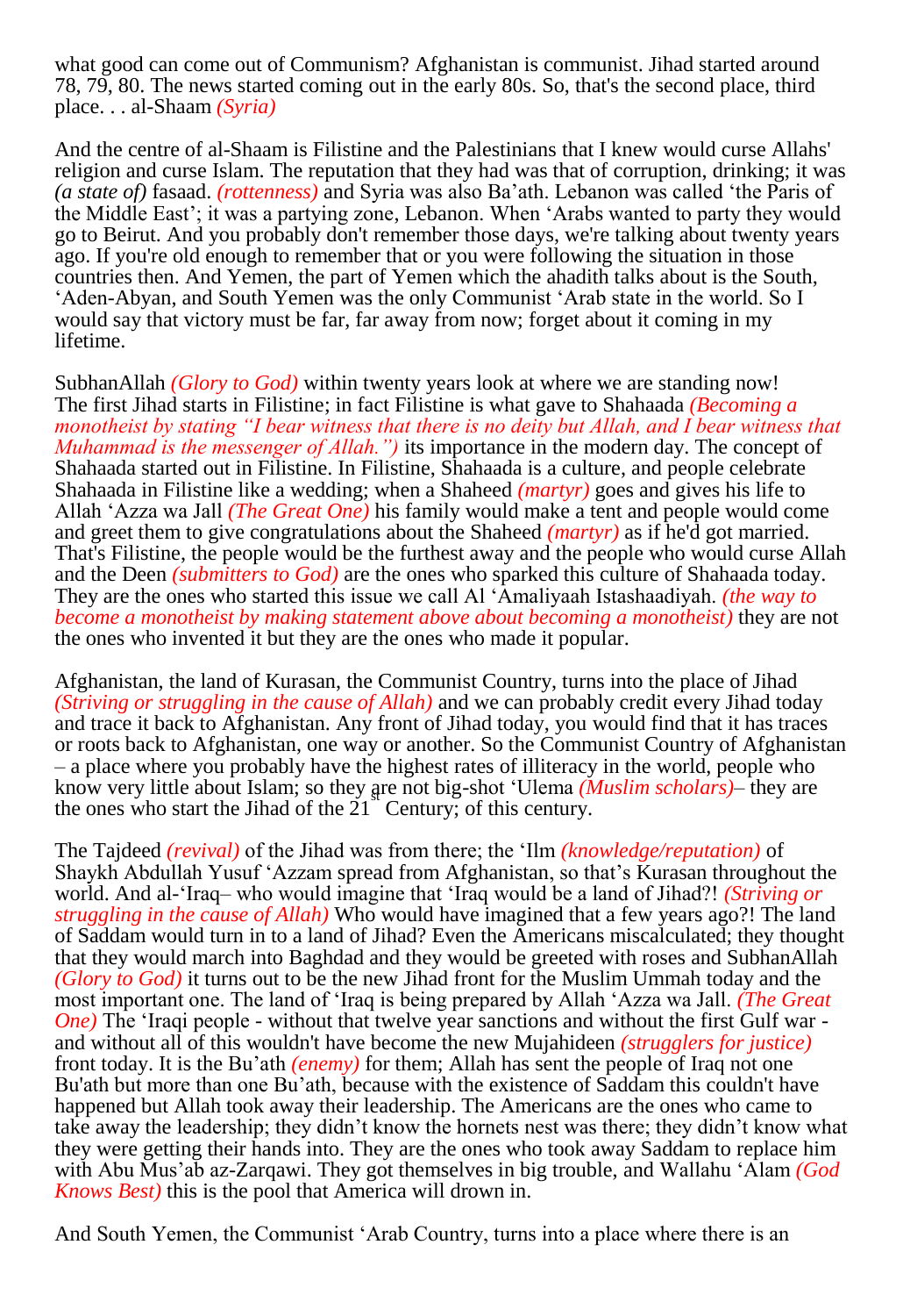what good can come out of Communism? Afghanistan is communist. Jihad started around 78, 79, 80. The news started coming out in the early 80s. So, that's the second place, third place. . . al-Shaam *(Syria)*

And the centre of al-Shaam is Filistine and the Palestinians that I knew would curse Allahs' religion and curse Islam. The reputation that they had was that of corruption, drinking; it was *(a state of)* fasaad. *(rottenness)* and Syria was also Ba'ath. Lebanon was called 'the Paris of the Middle East'; it was a partying zone, Lebanon. When 'Arabs wanted to party they would go to Beirut. And you probably don't remember those days, we're talking about twenty years ago. If you're old enough to remember that or you were following the situation in those countries then. And Yemen, the part of Yemen which the ahadith talks about is the South, 'Aden-Abyan, and South Yemen was the only Communist 'Arab state in the world. So I would say that victory must be far, far away from now; forget about it coming in my lifetime.

SubhanAllah *(Glory to God)* within twenty years look at where we are standing now! The first Jihad starts in Filistine; in fact Filistine is what gave to Shahaada *(Becoming a monotheist by stating "I bear witness that there is no deity but Allah, and I bear witness that Muhammad is the messenger of Allah.")* its importance in the modern day. The concept of Shahaada started out in Filistine. In Filistine, Shahaada is a culture, and people celebrate Shahaada in Filistine like a wedding; when a Shaheed *(martyr)* goes and gives his life to Allah 'Azza wa Jall *(The Great One)* his family would make a tent and people would come and greet them to give congratulations about the Shaheed *(martyr)* as if he'd got married. That's Filistine, the people would be the furthest away and the people who would curse Allah and the Deen *(submitters to God)* are the ones who sparked this culture of Shahaada today. They are the ones who started this issue we call Al 'Amaliyaah Istashaadiyah. *(the way to become a monotheist by making statement above about becoming a monotheist)* they are not the ones who invented it but they are the ones who made it popular.

Afghanistan, the land of Kurasan, the Communist Country, turns into the place of Jihad *(Striving or struggling in the cause of Allah)* and we can probably credit every Jihad today and trace it back to Afghanistan. Any front of Jihad today, you would find that it has traces or roots back to Afghanistan, one way or another. So the Communist Country of Afghanistan – a place where you probably have the highest rates of illiteracy in the world, people who know very little about Islam; so they are not big-shot 'Ulema *(Muslim scholars)*– they are the ones who start the Jihad of the 21st Century; of this century.

The Tajdeed *(revival)* of the Jihad was from there; the 'Ilm *(knowledge/reputation)* of Shaykh Abdullah Yusuf 'Azzam spread from Afghanistan, so that's Kurasan throughout the world. And al-'Iraq– who would imagine that 'Iraq would be a land of Jihad?! *(Striving or struggling in the cause of Allah)* Who would have imagined that a few years ago?! The land of Saddam would turn in to a land of Jihad? Even the Americans miscalculated; they thought that they would march into Baghdad and they would be greeted with roses and SubhanAllah *(Glory to God)* it turns out to be the new Jihad front for the Muslim Ummah today and the most important one. The land of 'Iraq is being prepared by Allah 'Azza wa Jall. *(The Great One)* The 'Iraqi people - without that twelve year sanctions and without the first Gulf war - and without all of this wouldn't have become the new Mujahideen *(strugglers for justice)* front today. It is the Bu'ath *(enemy)* for them; Allah has sent the people of Iraq not one Bu'ath but more than one Bu'ath, because with the existence of Saddam this couldn't have happened but Allah took away their leadership. The Americans are the ones who came to take away the leadership; they didn't know the hornets nest was there; they didn't know what they were getting their hands into. They are the ones who took away Saddam to replace him with Abu Mus'ab az-Zarqawi. They got themselves in big trouble, and Wallahu 'Alam *(God Knows Best)* this is the pool that America will drown in.

And South Yemen, the Communist 'Arab Country, turns into a place where there is an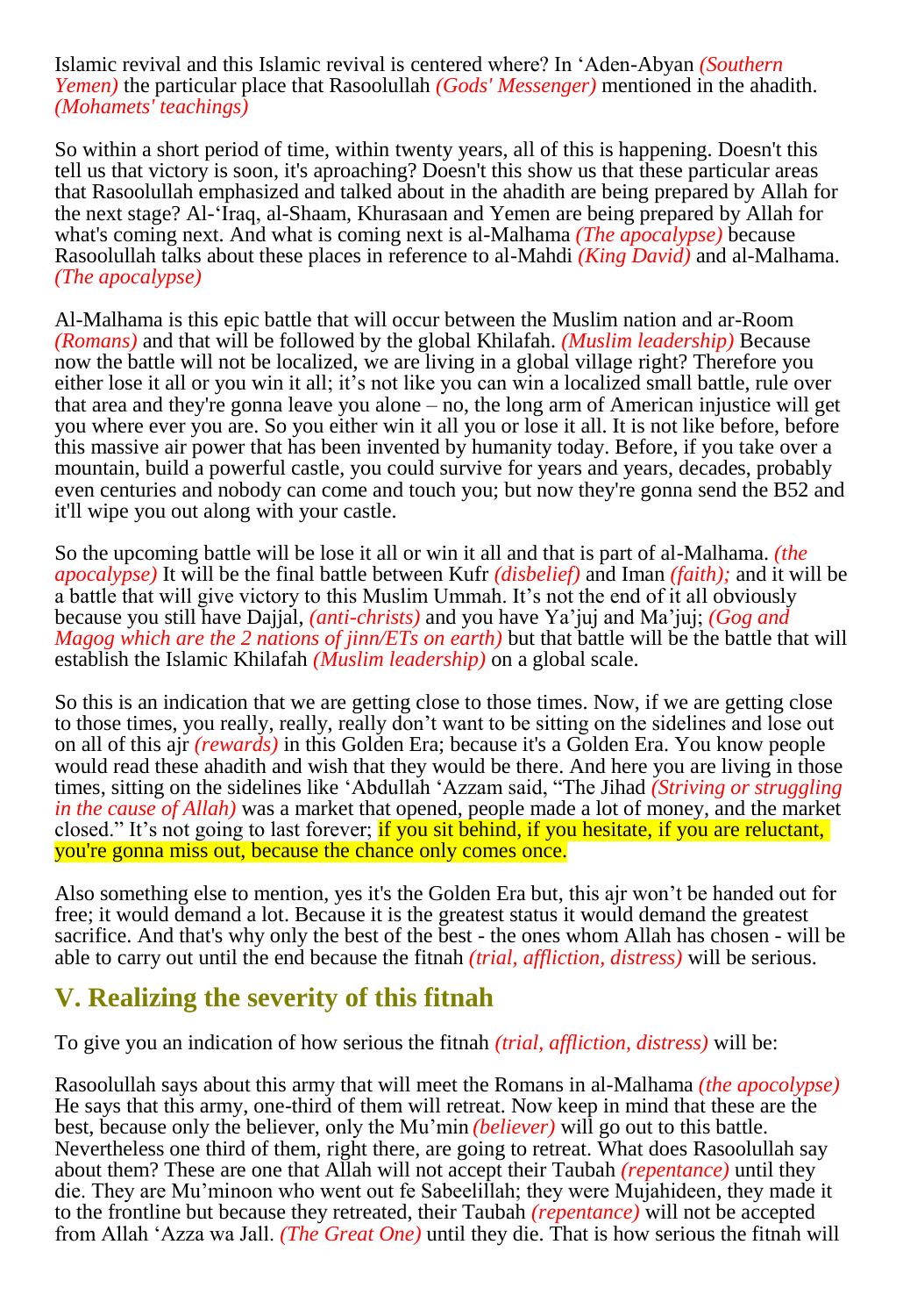Islamic revival and this Islamic revival is centered where? In 'Aden-Abyan *(Southern Yemen)* the particular place that Rasoolullah *(Gods' Messenger)* mentioned in the ahadith. *(Mohamets' teachings)*

So within a short period of time, within twenty years, all of this is happening. Doesn't this tell us that victory is soon, it's aproaching? Doesn't this show us that these particular areas that Rasoolullah emphasized and talked about in the ahadith are being prepared by Allah for the next stage? Al-'Iraq, al-Shaam, Khurasaan and Yemen are being prepared by Allah for what's coming next. And what is coming next is al-Malhama *(The apocalypse)* because Rasoolullah talks about these places in reference to al-Mahdi *(King David)* and al-Malhama. *(The apocalypse)*

Al-Malhama is this epic battle that will occur between the Muslim nation and ar-Room *(Romans)* and that will be followed by the global Khilafah. *(Muslim leadership)* Because now the battle will not be localized, we are living in a global village right? Therefore you either lose it all or you win it all; it's not like you can win a localized small battle, rule over that area and they're gonna leave you alone – no, the long arm of American injustice will get you where ever you are. So you either win it all you or lose it all. It is not like before, before this massive air power that has been invented by humanity today. Before, if you take over a mountain, build a powerful castle, you could survive for years and years, decades, probably even centuries and nobody can come and touch you; but now they're gonna send the B52 and it'll wipe you out along with your castle.

So the upcoming battle will be lose it all or win it all and that is part of al-Malhama. *(the apocalypse)* It will be the final battle between Kufr *(disbelief)* and Iman *(faith);* and it will be a battle that will give victory to this Muslim Ummah. It's not the end of it all obviously because you still have Dajjal, *(anti-christs)* and you have Ya'juj and Ma'juj; *(Gog and Magog which are the 2 nations of jinn/ETs on earth)* but that battle will be the battle that will establish the Islamic Khilafah *(Muslim leadership)* on a global scale.

So this is an indication that we are getting close to those times. Now, if we are getting close to those times, you really, really, really don't want to be sitting on the sidelines and lose out on all of this ajr *(rewards)* in this Golden Era; because it's a Golden Era. You know people would read these ahadith and wish that they would be there. And here you are living in those times, sitting on the sidelines like 'Abdullah 'Azzam said, "The Jihad *(Striving or struggling in the cause of Allah)* was a market that opened, people made a lot of money, and the market closed." It's not going to last forever; if you sit behind, if you hesitate, if you are reluctant, you're gonna miss out, because the chance only comes once.

Also something else to mention, yes it's the Golden Era but, this ajr won't be handed out for free; it would demand a lot. Because it is the greatest status it would demand the greatest sacrifice. And that's why only the best of the best - the ones whom Allah has chosen - will be able to carry out until the end because the fitnah *(trial, affliction, distress)* will be serious.

## V. Realizing the severity of this fitnah

To give you an indication of how serious the fitnah *(trial, affliction, distress)* will be:

Rasoolullah says about this army that will meet the Romans in al-Malhama *(the apocolypse)* He says that this army, one-third of them will retreat. Now keep in mind that these are the best, because only the believer, only the Mu'min *(believer)* will go out to this battle. Nevertheless one third of them, right there, are going to retreat. What does Rasoolullah say about them? These are one that Allah will not accept their Taubah *(repentance)* until they die. They are Mu'minoon who went out fe Sabeelillah; they were Mujahideen, they made it to the frontline but because they retreated, their Taubah *(repentance)* will not be accepted from Allah 'Azza wa Jall. *(The Great One)* until they die. That is how serious the fitnah will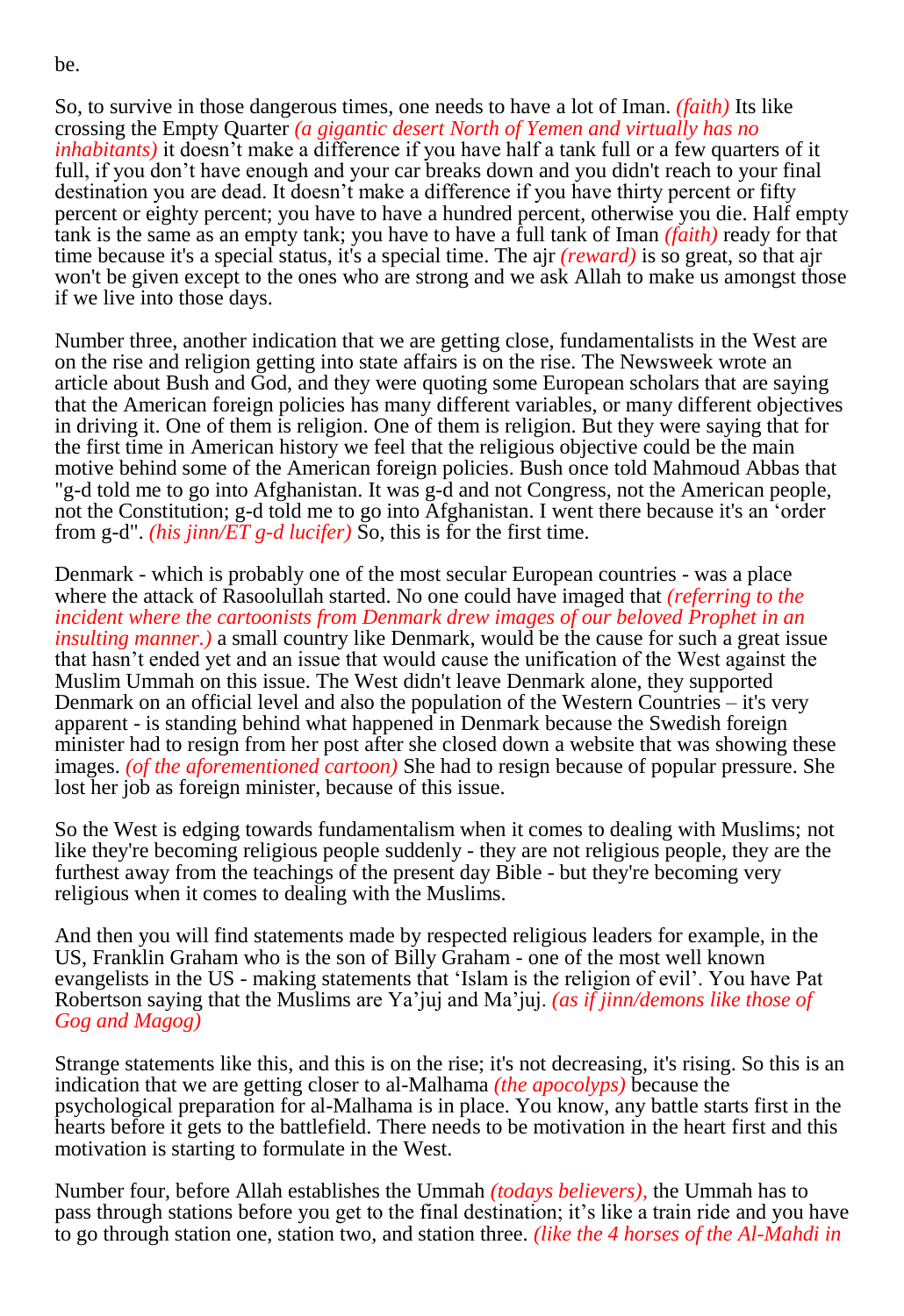be.

So, to survive in those dangerous times, one needs to have a lot of Iman. *(faith)* Its like crossing the Empty Quarter *(a gigantic desert North of Yemen and virtually has no inhabitants)* it doesn't make a difference if you have half a tank full or a few quarters of it full, if you don't have enough and your car breaks down and you didn't reach to your final destination you are dead. It doesn't make a difference if you have thirty percent or fifty percent or eighty percent; you have to have a hundred percent, otherwise you die. Half empty tank is the same as an empty tank; you have to have a full tank of Iman *(faith)* ready for that time because it's a special status, it's a special time. The ajr *(reward)* is so great, so that ajr won't be given except to the ones who are strong and we ask Allah to make us amongst those if we live into those days.

Number three, another indication that we are getting close, fundamentalists in the West are on the rise and religion getting into state affairs is on the rise. The Newsweek wrote an article about Bush and God, and they were quoting some European scholars that are saying that the American foreign policies has many different variables, or many different objectives in driving it. One of them is religion. One of them is religion. But they were saying that for the first time in American history we feel that the religious objective could be the main motive behind some of the American foreign policies. Bush once told Mahmoud Abbas that "g-d told me to go into Afghanistan. It was g-d and not Congress, not the American people, not the Constitution; g-d told me to go into Afghanistan. I went there because it's an 'order from g-d". *(his jinn/ET g-d lucifer)* So, this is for the first time.

Denmark - which is probably one of the most secular European countries - was a place where the attack of Rasoolullah started. No one could have imaged that *(referring to the incident where the cartoonists from Denmark drew images of our beloved Prophet in an insulting manner.)* a small country like Denmark, would be the cause for such a great issue that hasn't ended yet and an issue that would cause the unification of the West against the Muslim Ummah on this issue. The West didn't leave Denmark alone, they supported Denmark on an official level and also the population of the Western Countries – it's very apparent - is standing behind what happened in Denmark because the Swedish foreign minister had to resign from her post after she closed down a website that was showing these images. *(of the aforementioned cartoon)* She had to resign because of popular pressure. She lost her job as foreign minister, because of this issue.

So the West is edging towards fundamentalism when it comes to dealing with Muslims; not like they're becoming religious people suddenly - they are not religious people, they are the furthest away from the teachings of the present day Bible - but they're becoming very religious when it comes to dealing with the Muslims.

And then you will find statements made by respected religious leaders for example, in the US, Franklin Graham who is the son of Billy Graham - one of the most well known evangelists in the US - making statements that 'Islam is the religion of evil'. You have Pat Robertson saying that the Muslims are Ya'juj and Ma'juj. *(as if jinn/demons like those of Gog and Magog)*

Strange statements like this, and this is on the rise; it's not decreasing, it's rising. So this is an indication that we are getting closer to al-Malhama *(the apocolyps)* because the psychological preparation for al-Malhama is in place. You know, any battle starts first in the hearts before it gets to the battlefield. There needs to be motivation in the heart first and this motivation is starting to formulate in the West.

Number four, before Allah establishes the Ummah *(todays believers),* the Ummah has to pass through stations before you get to the final destination; it's like a train ride and you have to go through station one, station two, and station three. *(like the 4 horses of the Al-Mahdi in*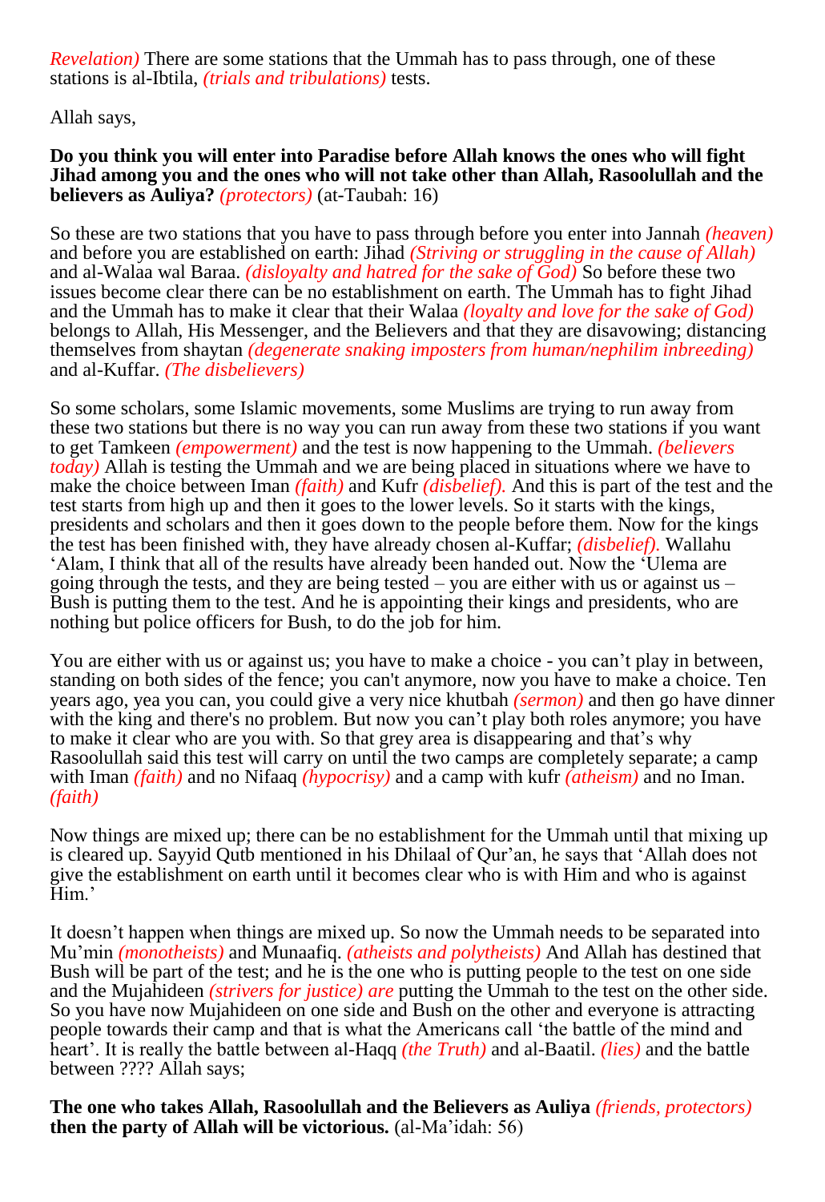*Revelation)* There are some stations that the Ummah has to pass through, one of these stations is al-Ibtila, *(trials and tribulations)* tests.

Allah says,

**Do you think you will enter into Paradise before Allah knows the ones who will fight Jihad among you and the ones who will not take other than Allah, Rasoolullah and the believers as Auliya?** *(protectors)* (at-Taubah: 16)

So these are two stations that you have to pass through before you enter into Jannah *(heaven)* and before you are established on earth: Jihad *(Striving or struggling in the cause of Allah)* and al-Walaa wal Baraa. *(disloyalty and hatred for the sake of God)* So before these two issues become clear there can be no establishment on earth. The Ummah has to fight Jihad and the Ummah has to make it clear that their Walaa *(loyalty and love for the sake of God)* belongs to Allah, His Messenger, and the Believers and that they are disavowing; distancing themselves from shaytan *(degenerate snaking imposters from human/nephilim inbreeding)* and al-Kuffar. *(The disbelievers)*

So some scholars, some Islamic movements, some Muslims are trying to run away from these two stations but there is no way you can run away from these two stations if you want to get Tamkeen *(empowerment)* and the test is now happening to the Ummah. *(believers today)* Allah is testing the Ummah and we are being placed in situations where we have to make the choice between Iman *(faith)* and Kufr *(disbelief).* And this is part of the test and the test starts from high up and then it goes to the lower levels. So it starts with the kings, presidents and scholars and then it goes down to the people before them. Now for the kings the test has been finished with, they have already chosen al-Kuffar; *(disbelief).* Wallahu 'Alam, I think that all of the results have already been handed out. Now the 'Ulema are going through the tests, and they are being tested – you are either with us or against us – Bush is putting them to the test. And he is appointing their kings and presidents, who are nothing but police officers for Bush, to do the job for him.

You are either with us or against us; you have to make a choice - you can't play in between, standing on both sides of the fence; you can't anymore, now you have to make a choice. Ten years ago, yea you can, you could give a very nice khutbah *(sermon)* and then go have dinner with the king and there's no problem. But now you can't play both roles anymore; you have to make it clear who are you with. So that grey area is disappearing and that's why Rasoolullah said this test will carry on until the two camps are completely separate; a camp with Iman *(faith)* and no Nifaaq *(hypocrisy)* and a camp with kufr *(atheism)* and no Iman. *(faith)*

Now things are mixed up; there can be no establishment for the Ummah until that mixing up is cleared up. Sayyid Qutb mentioned in his Dhilaal of Qur'an, he says that 'Allah does not give the establishment on earth until it becomes clear who is with Him and who is against Him.'

It doesn't happen when things are mixed up. So now the Ummah needs to be separated into Mu'min *(monotheists)* and Munaafiq. *(atheists and polytheists)* And Allah has destined that Bush will be part of the test; and he is the one who is putting people to the test on one side and the Mujahideen *(strivers for justice) are* putting the Ummah to the test on the other side. So you have now Mujahideen on one side and Bush on the other and everyone is attracting people towards their camp and that is what the Americans call 'the battle of the mind and heart'. It is really the battle between al-Haqq *(the Truth)* and al-Baatil. *(lies)* and the battle between ???? Allah says;

**The one who takes Allah, Rasoolullah and the Believers as Auliya** *(friends, protectors)* **then the party of Allah will be victorious.** (al-Ma'idah: 56)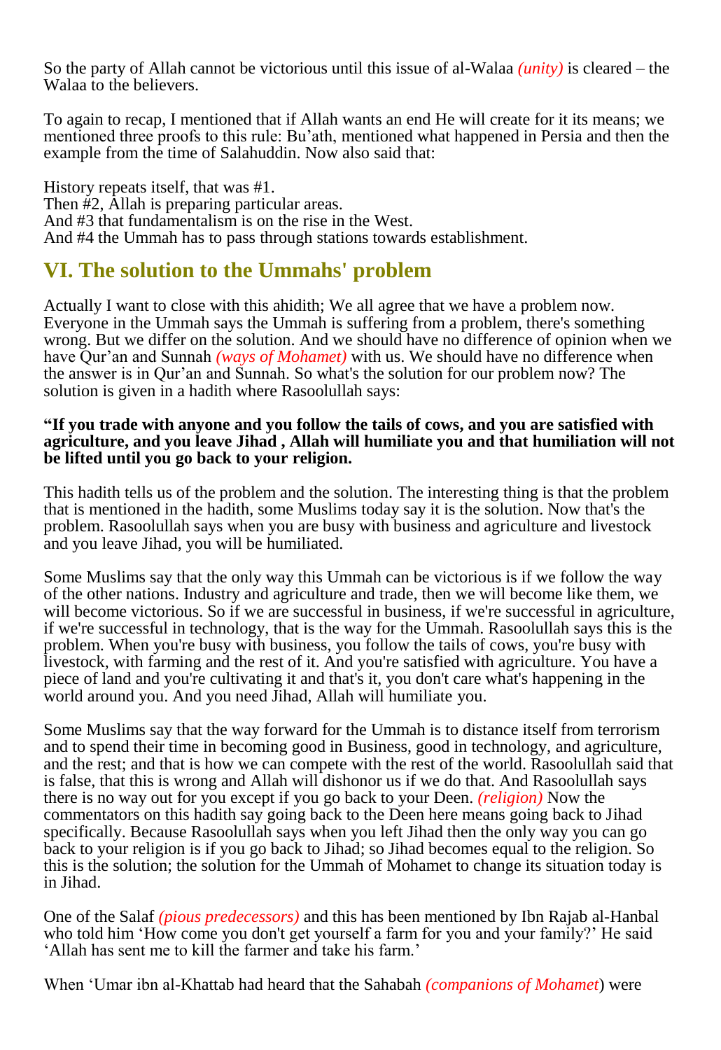So the party of Allah cannot be victorious until this issue of al-Walaa *(unity)* is cleared – the Walaa to the believers.

To again to recap, I mentioned that if Allah wants an end He will create for it its means; we mentioned three proofs to this rule: Bu'ath, mentioned what happened in Persia and then the example from the time of Salahuddin. Now also said that:

History repeats itself, that was #1.
Then #2, Allah is preparing particular areas.
And #3 that fundamentalism is on the rise in the West.
And #4 the Ummah has to pass through stations towards establishment.

## VI. The solution to the Ummahs' problem

Actually I want to close with this ahidith; We all agree that we have a problem now. Everyone in the Ummah says the Ummah is suffering from a problem, there's something wrong. But we differ on the solution. And we should have no difference of opinion when we have Qur'an and Sunnah *(ways of Mohamet)* with us. We should have no difference when the answer is in Qur'an and Sunnah. So what's the solution for our problem now? The solution is given in a hadith where Rasoolullah says:

**"If you trade with anyone and you follow the tails of cows, and you are satisfied with agriculture, and you leave Jihad , Allah will humiliate you and that humiliation will not be lifted until you go back to your religion.**

This hadith tells us of the problem and the solution. The interesting thing is that the problem that is mentioned in the hadith, some Muslims today say it is the solution. Now that's the problem. Rasoolullah says when you are busy with business and agriculture and livestock and you leave Jihad, you will be humiliated.

Some Muslims say that the only way this Ummah can be victorious is if we follow the way of the other nations. Industry and agriculture and trade, then we will become like them, we will become victorious. So if we are successful in business, if we're successful in agriculture, if we're successful in technology, that is the way for the Ummah. Rasoolullah says this is the problem. When you're busy with business, you follow the tails of cows, you're busy with livestock, with farming and the rest of it. And you're satisfied with agriculture. You have a piece of land and you're cultivating it and that's it, you don't care what's happening in the world around you. And you need Jihad, Allah will humiliate you.

Some Muslims say that the way forward for the Ummah is to distance itself from terrorism and to spend their time in becoming good in Business, good in technology, and agriculture, and the rest; and that is how we can compete with the rest of the world. Rasoolullah said that is false, that this is wrong and Allah will dishonor us if we do that. And Rasoolullah says there is no way out for you except if you go back to your Deen. *(religion)* Now the commentators on this hadith say going back to the Deen here means going back to Jihad specifically. Because Rasoolullah says when you left Jihad then the only way you can go back to your religion is if you go back to Jihad; so Jihad becomes equal to the religion. So this is the solution; the solution for the Ummah of Mohamet to change its situation today is in Jihad.

One of the Salaf *(pious predecessors)* and this has been mentioned by Ibn Rajab al-Hanbal who told him 'How come you don't get yourself a farm for you and your family?' He said 'Allah has sent me to kill the farmer and take his farm.'

When 'Umar ibn al-Khattab had heard that the Sahabah *(companions of Mohamet)* were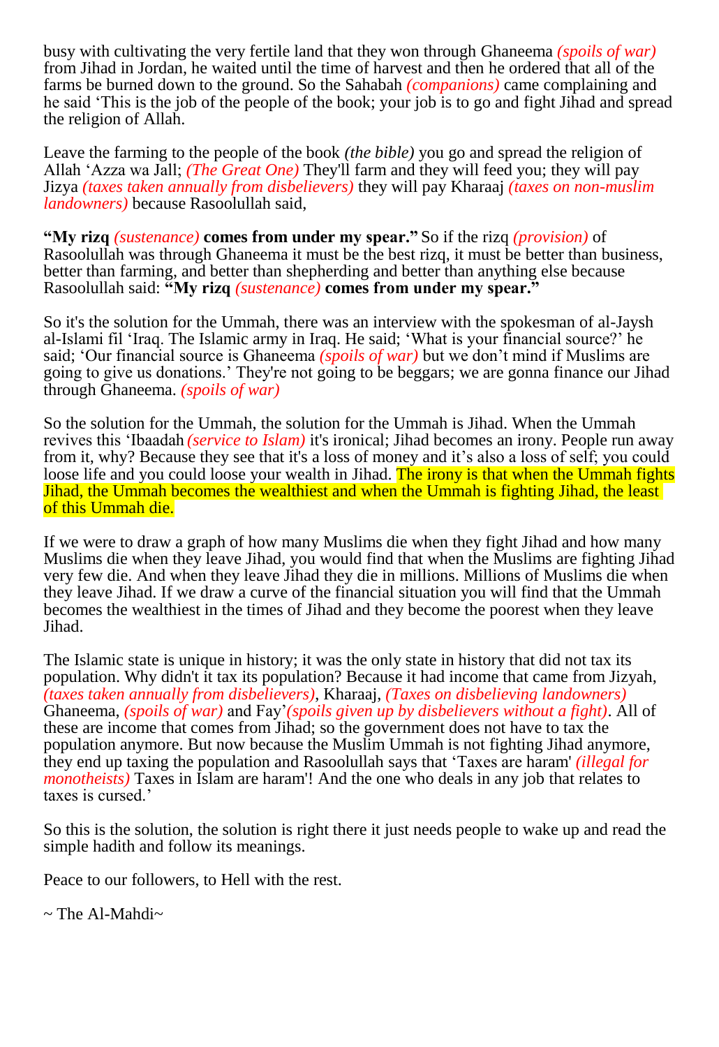busy with cultivating the very fertile land that they won through Ghaneema *(spoils of war)* from Jihad in Jordan, he waited until the time of harvest and then he ordered that all of the farms be burned down to the ground. So the Sahabah *(companions)* came complaining and he said 'This is the job of the people of the book; your job is to go and fight Jihad and spread the religion of Allah.

Leave the farming to the people of the book *(the bible)* you go and spread the religion of Allah 'Azza wa Jall; *(The Great One)* They'll farm and they will feed you; they will pay Jizya *(taxes taken annually from disbelievers)* they will pay Kharaaj *(taxes on non-muslim landowners)* because Rasoolullah said,

**"My rizq** *(sustenance)* **comes from under my spear."** So if the rizq *(provision)* of Rasoolullah was through Ghaneema it must be the best rizq, it must be better than business, better than farming, and better than shepherding and better than anything else because Rasoolullah said: **"My rizq** *(sustenance)* **comes from under my spear."**

So it's the solution for the Ummah, there was an interview with the spokesman of al-Jaysh al-Islami fil 'Iraq. The Islamic army in Iraq. He said; 'What is your financial source?' he said; 'Our financial source is Ghaneema *(spoils of war)* but we don't mind if Muslims are going to give us donations.' They're not going to be beggars; we are gonna finance our Jihad through Ghaneema. *(spoils of war)*

So the solution for the Ummah, the solution for the Ummah is Jihad. When the Ummah revives this 'Ibaadah *(service to Islam)* it's ironical; Jihad becomes an irony. People run away from it, why? Because they see that it's a loss of money and it's also a loss of self; you could loose life and you could loose your wealth in Jihad. The irony is that when the Ummah fights Jihad, the Ummah becomes the wealthiest and when the Ummah is fighting Jihad, the least of this Ummah die.

If we were to draw a graph of how many Muslims die when they fight Jihad and how many Muslims die when they leave Jihad, you would find that when the Muslims are fighting Jihad very few die. And when they leave Jihad they die in millions. Millions of Muslims die when they leave Jihad. If we draw a curve of the financial situation you will find that the Ummah becomes the wealthiest in the times of Jihad and they become the poorest when they leave Jihad.

The Islamic state is unique in history; it was the only state in history that did not tax its population. Why didn't it tax its population? Because it had income that came from Jizyah, *(taxes taken annually from disbelievers)*, Kharaaj, *(Taxes on disbelieving landowners)* Ghaneema, *(spoils of war)* and Fay'*(spoils given up by disbelievers without a fight)*. All of these are income that comes from Jihad; so the government does not have to tax the population anymore. But now because the Muslim Ummah is not fighting Jihad anymore, they end up taxing the population and Rasoolullah says that 'Taxes are haram' *(illegal for monotheists)* Taxes in Islam are haram'! And the one who deals in any job that relates to taxes is cursed.'

So this is the solution, the solution is right there it just needs people to wake up and read the simple hadith and follow its meanings.

Peace to our followers, to Hell with the rest.

~ The Al-Mahdi~